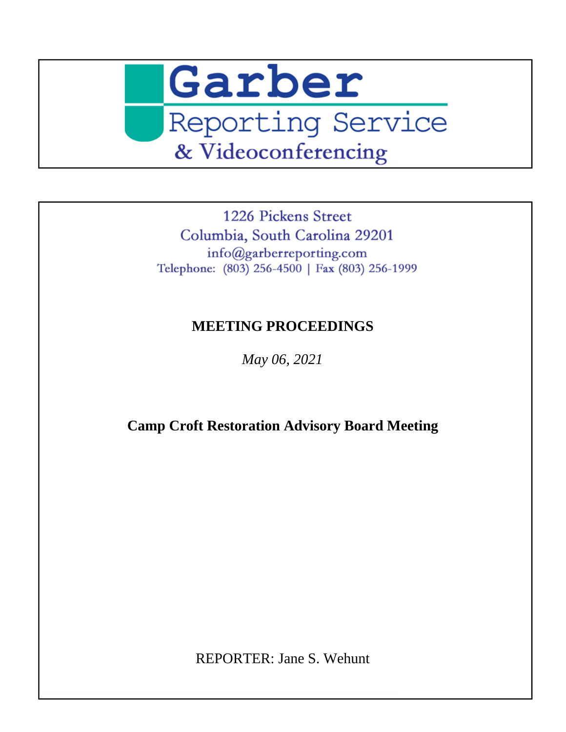# Garber

Reporting Service

& Videoconferencing

1226 Pickens Street
Columbia, South Carolina 29201
info@garberreporting.com
Telephone: (803) 256-4500 | Fax (803) 256-1999

**MEETING PROCEEDINGS**

*May 06, 2021*

**Camp Croft Restoration Advisory Board Meeting**

REPORTER: Jane S. Wehunt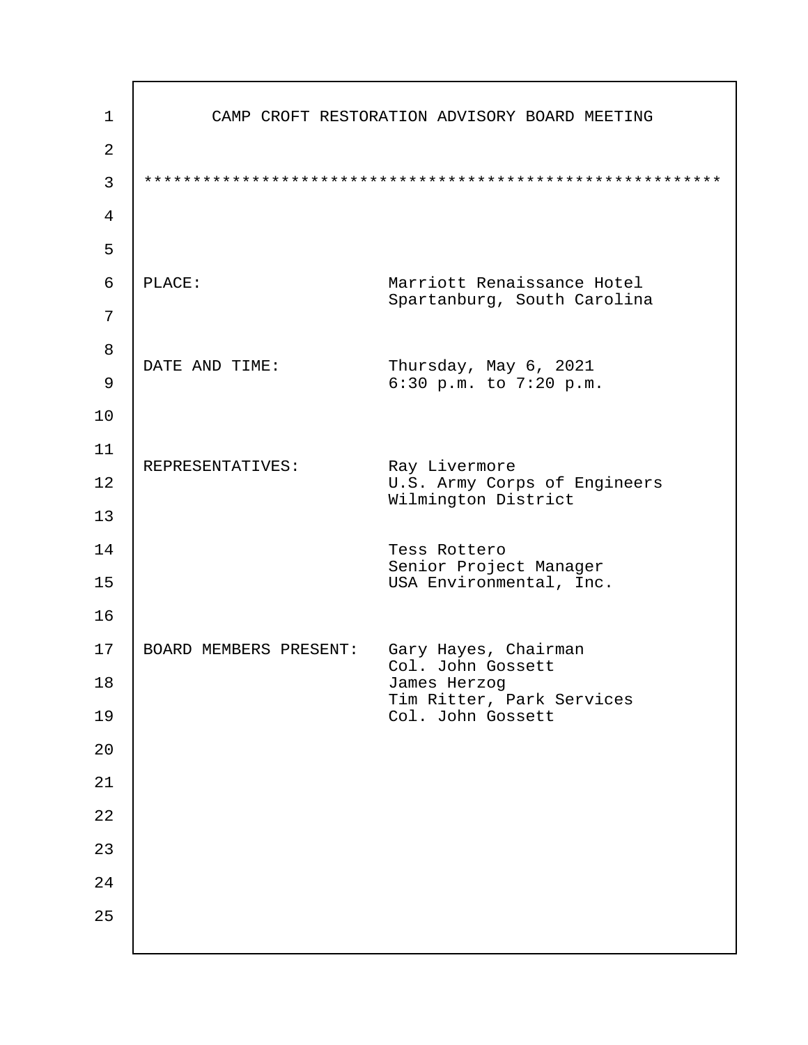# CAMP CROFT RESTORATION ADVISORY BOARD MEETING

*********************************************************

PLACE: Marriott Renaissance Hotel
Spartanburg, South Carolina

DATE AND TIME: Thursday, May 6, 2021
6:30 p.m. to 7:20 p.m.

REPRESENTATIVES: Ray Livermore
U.S. Army Corps of Engineers
Wilmington District

Tess Rottero
Senior Project Manager
USA Environmental, Inc.

BOARD MEMBERS PRESENT: Gary Hayes, Chairman
Col. John Gossett
James Herzog
Tim Ritter, Park Services
Col. John Gossett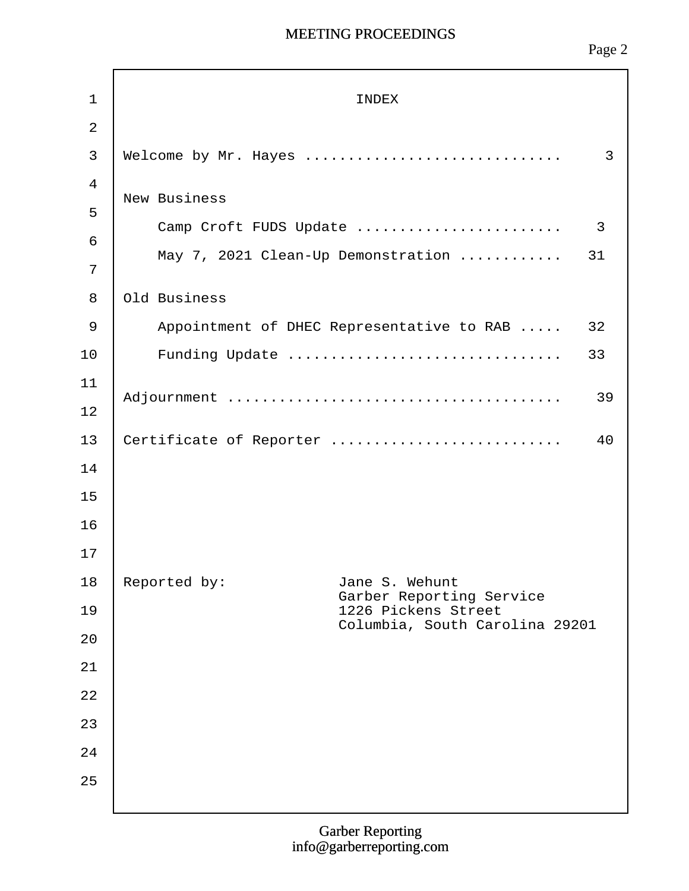# INDEX

Welcome by Mr. Hayes .............................. 3

New Business

- Camp Croft FUDS Update ........................ 3
- May 7, 2021 Clean-Up Demonstration ............ 31

Old Business

- Appointment of DHEC Representative to RAB ..... 32
- Funding Update ................................ 33

Adjournment ....................................... 39

Certificate of Reporter ........................... 40

Reported by: Jane S. Wehunt
Garber Reporting Service
1226 Pickens Street
Columbia, South Carolina 29201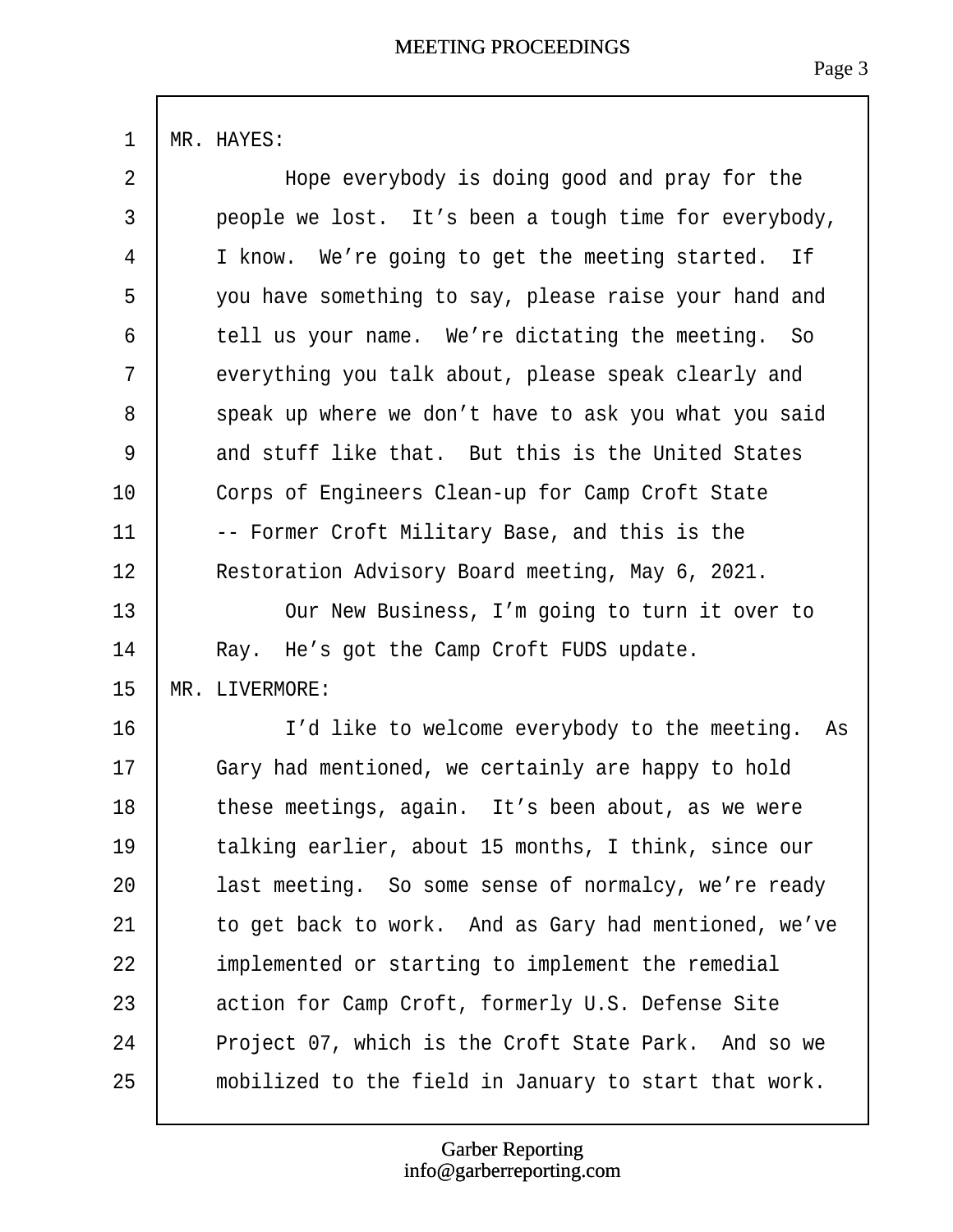MR. HAYES:

Hope everybody is doing good and pray for the people we lost. It's been a tough time for everybody, I know. We're going to get the meeting started. If you have something to say, please raise your hand and tell us your name. We're dictating the meeting. So everything you talk about, please speak clearly and speak up where we don't have to ask you what you said and stuff like that. But this is the United States Corps of Engineers Clean-up for Camp Croft State -- Former Croft Military Base, and this is the Restoration Advisory Board meeting, May 6, 2021.

Our New Business, I'm going to turn it over to Ray. He's got the Camp Croft FUDS update.

MR. LIVERMORE:

I'd like to welcome everybody to the meeting. As Gary had mentioned, we certainly are happy to hold these meetings, again. It's been about, as we were talking earlier, about 15 months, I think, since our last meeting. So some sense of normalcy, we're ready to get back to work. And as Gary had mentioned, we've implemented or starting to implement the remedial action for Camp Croft, formerly U.S. Defense Site Project 07, which is the Croft State Park. And so we mobilized to the field in January to start that work.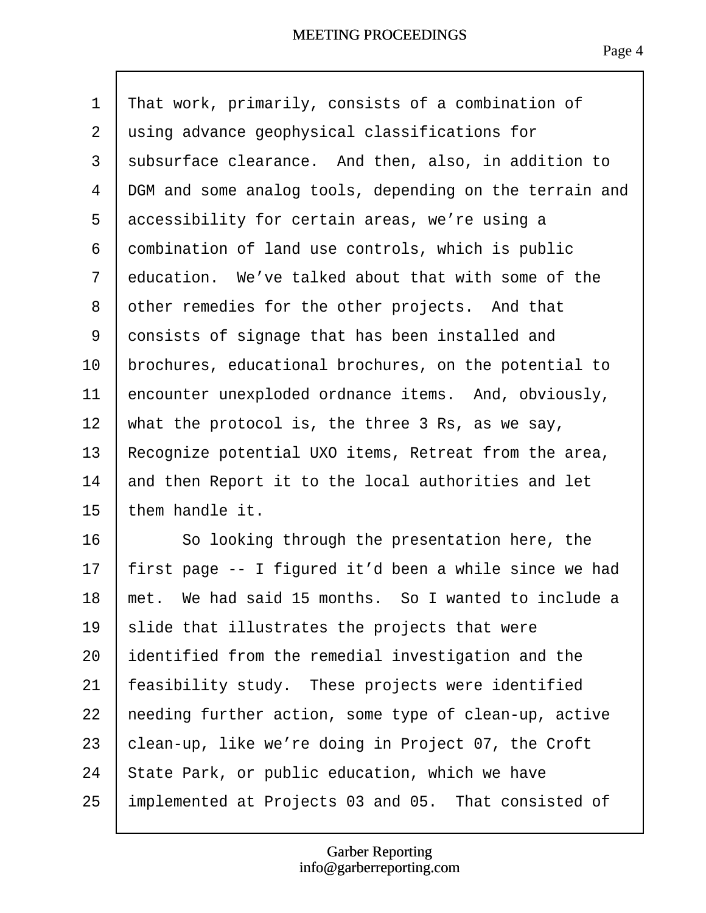That work, primarily, consists of a combination of using advance geophysical classifications for subsurface clearance. And then, also, in addition to DGM and some analog tools, depending on the terrain and accessibility for certain areas, we're using a combination of land use controls, which is public education. We've talked about that with some of the other remedies for the other projects. And that consists of signage that has been installed and brochures, educational brochures, on the potential to encounter unexploded ordnance items. And, obviously, what the protocol is, the three 3 Rs, as we say, Recognize potential UXO items, Retreat from the area, and then Report it to the local authorities and let them handle it.

So looking through the presentation here, the first page -- I figured it'd been a while since we had met. We had said 15 months. So I wanted to include a slide that illustrates the projects that were identified from the remedial investigation and the feasibility study. These projects were identified needing further action, some type of clean-up, active clean-up, like we're doing in Project 07, the Croft State Park, or public education, which we have implemented at Projects 03 and 05. That consisted of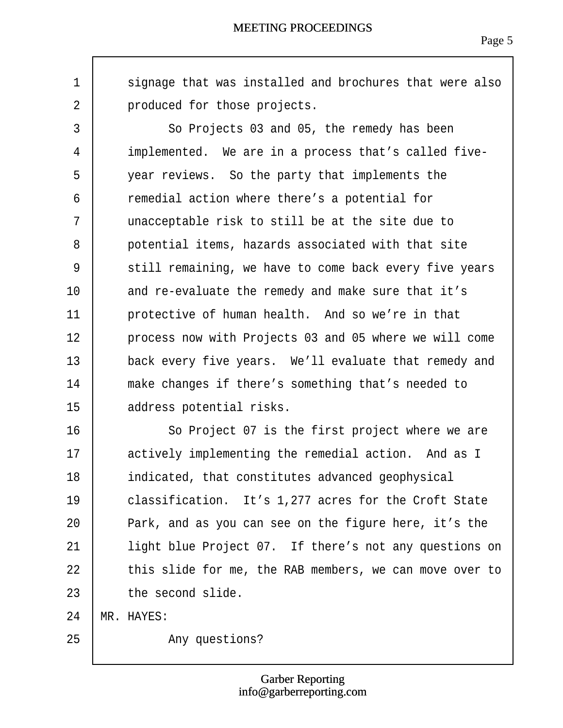signage that was installed and brochures that were also produced for those projects.

So Projects 03 and 05, the remedy has been implemented. We are in a process that's called five-year reviews. So the party that implements the remedial action where there's a potential for unacceptable risk to still be at the site due to potential items, hazards associated with that site still remaining, we have to come back every five years and re-evaluate the remedy and make sure that it's protective of human health. And so we're in that process now with Projects 03 and 05 where we will come back every five years. We'll evaluate that remedy and make changes if there's something that's needed to address potential risks.

So Project 07 is the first project where we are actively implementing the remedial action. And as I indicated, that constitutes advanced geophysical classification. It's 1,277 acres for the Croft State Park, and as you can see on the figure here, it's the light blue Project 07. If there's not any questions on this slide for me, the RAB members, we can move over to the second slide.

MR. HAYES:

Any questions?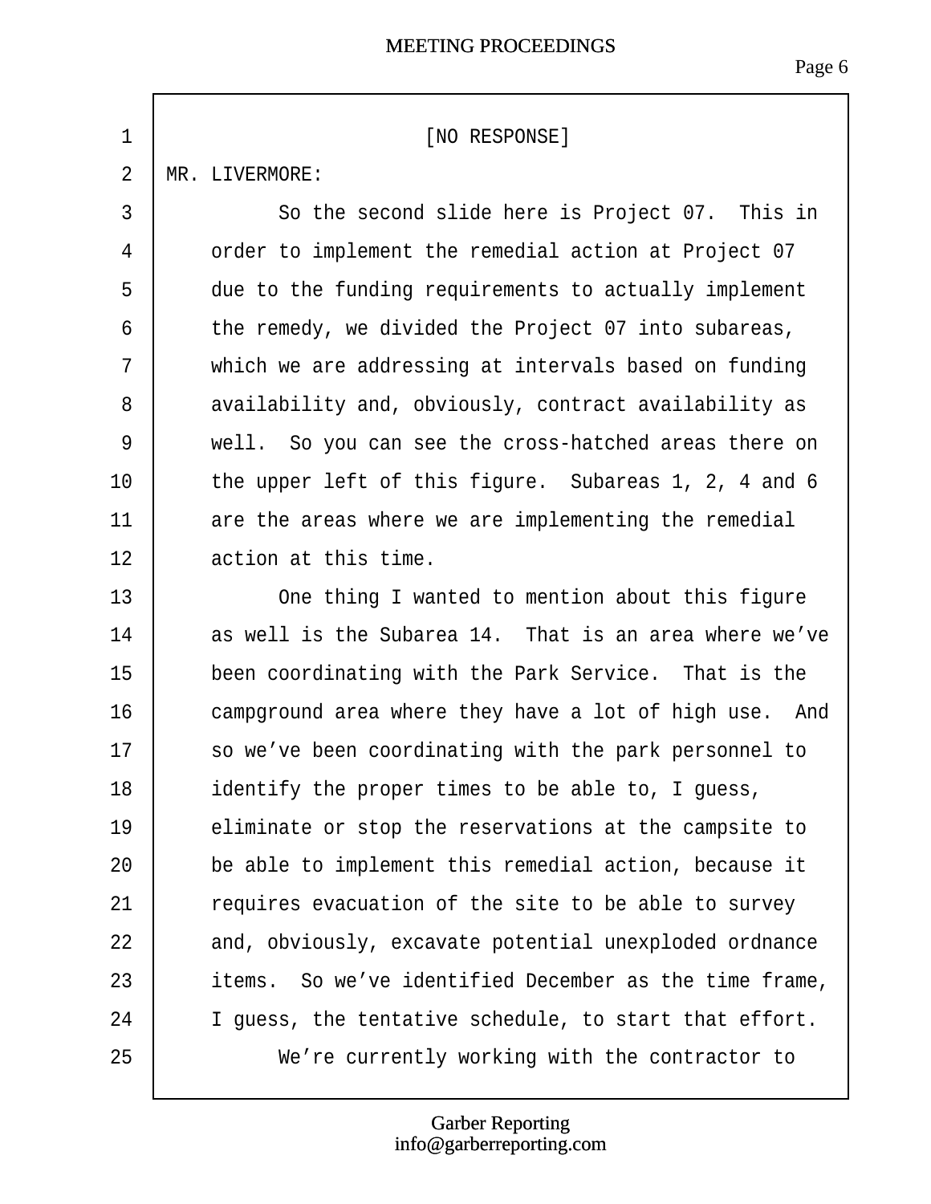[NO RESPONSE]

MR. LIVERMORE:

So the second slide here is Project 07. This in order to implement the remedial action at Project 07 due to the funding requirements to actually implement the remedy, we divided the Project 07 into subareas, which we are addressing at intervals based on funding availability and, obviously, contract availability as well. So you can see the cross-hatched areas there on the upper left of this figure. Subareas 1, 2, 4 and 6 are the areas where we are implementing the remedial action at this time.

One thing I wanted to mention about this figure as well is the Subarea 14. That is an area where we've been coordinating with the Park Service. That is the campground area where they have a lot of high use. And so we've been coordinating with the park personnel to identify the proper times to be able to, I guess, eliminate or stop the reservations at the campsite to be able to implement this remedial action, because it requires evacuation of the site to be able to survey and, obviously, excavate potential unexploded ordnance items. So we've identified December as the time frame, I guess, the tentative schedule, to start that effort.

We're currently working with the contractor to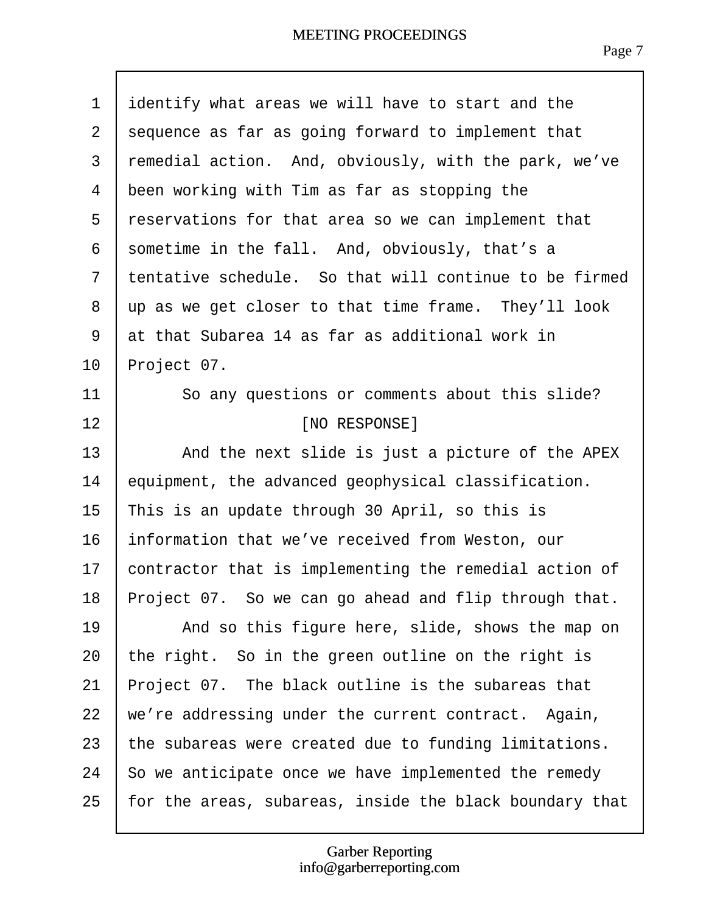identify what areas we will have to start and the sequence as far as going forward to implement that remedial action. And, obviously, with the park, we've been working with Tim as far as stopping the reservations for that area so we can implement that sometime in the fall. And, obviously, that's a tentative schedule. So that will continue to be firmed up as we get closer to that time frame. They'll look at that Subarea 14 as far as additional work in Project 07.

So any questions or comments about this slide?

[NO RESPONSE]

And the next slide is just a picture of the APEX equipment, the advanced geophysical classification. This is an update through 30 April, so this is information that we've received from Weston, our contractor that is implementing the remedial action of Project 07. So we can go ahead and flip through that.

And so this figure here, slide, shows the map on the right. So in the green outline on the right is Project 07. The black outline is the subareas that we're addressing under the current contract. Again, the subareas were created due to funding limitations. So we anticipate once we have implemented the remedy for the areas, subareas, inside the black boundary that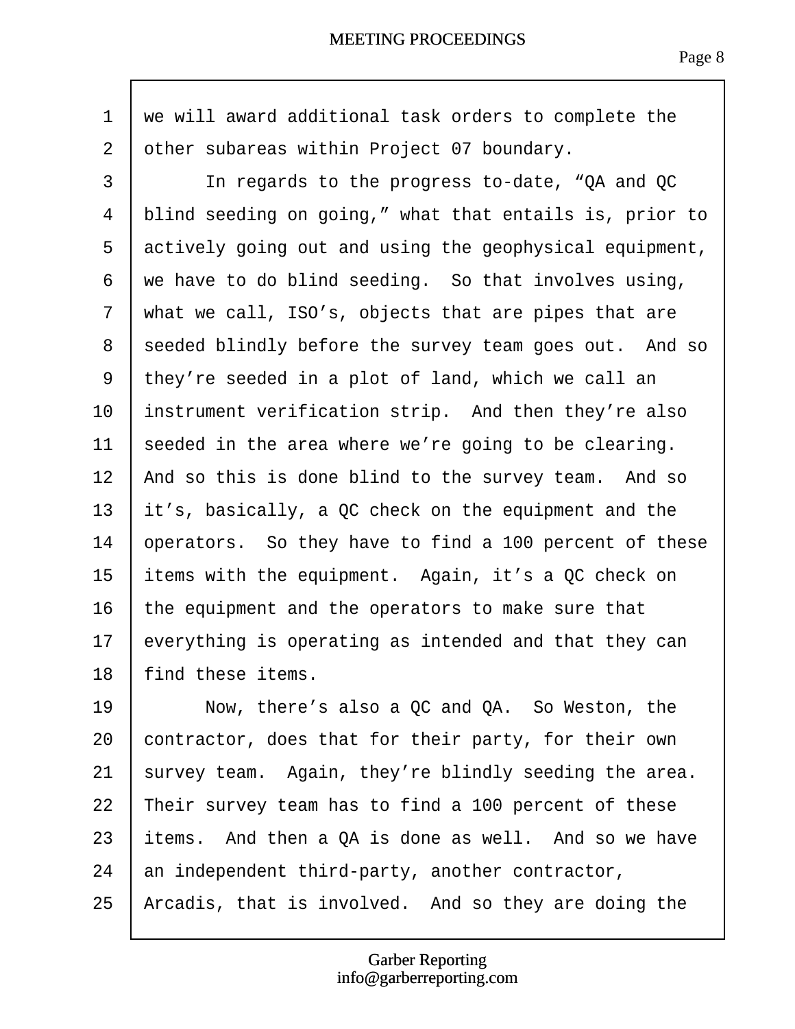we will award additional task orders to complete the other subareas within Project 07 boundary.

In regards to the progress to-date, "QA and QC blind seeding on going," what that entails is, prior to actively going out and using the geophysical equipment, we have to do blind seeding. So that involves using, what we call, ISO's, objects that are pipes that are seeded blindly before the survey team goes out. And so they're seeded in a plot of land, which we call an instrument verification strip. And then they're also seeded in the area where we're going to be clearing. And so this is done blind to the survey team. And so it's, basically, a QC check on the equipment and the operators. So they have to find a 100 percent of these items with the equipment. Again, it's a QC check on the equipment and the operators to make sure that everything is operating as intended and that they can find these items.

Now, there's also a QC and QA. So Weston, the contractor, does that for their party, for their own survey team. Again, they're blindly seeding the area. Their survey team has to find a 100 percent of these items. And then a QA is done as well. And so we have an independent third-party, another contractor, Arcadis, that is involved. And so they are doing the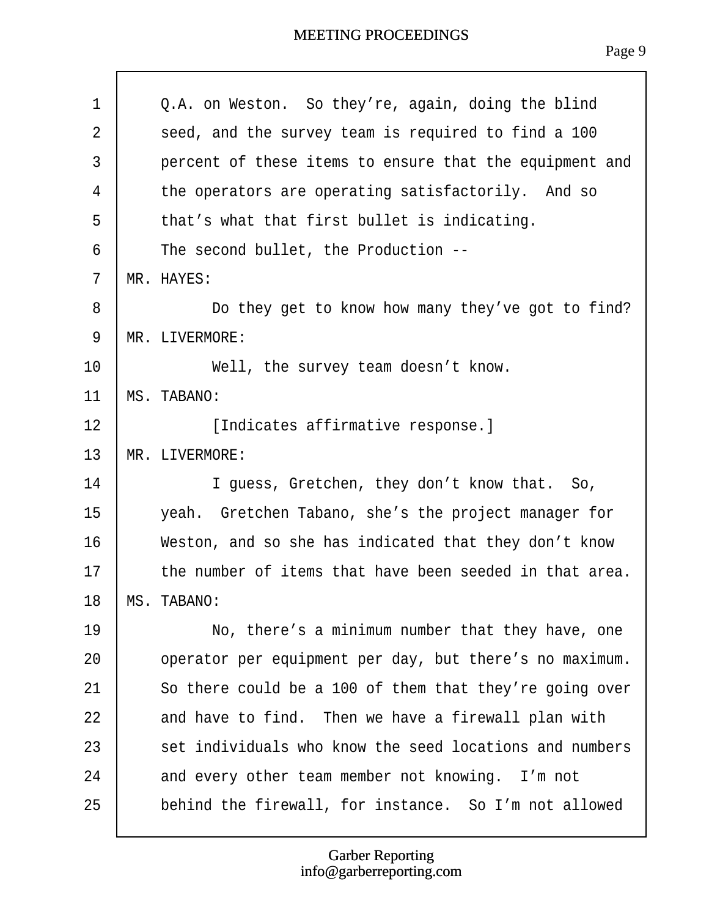Q.A. on Weston. So they're, again, doing the blind seed, and the survey team is required to find a 100 percent of these items to ensure that the equipment and the operators are operating satisfactorily. And so that's what that first bullet is indicating.

The second bullet, the Production --

MR. HAYES:

Do they get to know how many they've got to find?

MR. LIVERMORE:

Well, the survey team doesn't know.

MS. TABANO:

[Indicates affirmative response.]

MR. LIVERMORE:

I guess, Gretchen, they don't know that. So, yeah. Gretchen Tabano, she's the project manager for Weston, and so she has indicated that they don't know the number of items that have been seeded in that area.

MS. TABANO:

No, there's a minimum number that they have, one operator per equipment per day, but there's no maximum. So there could be a 100 of them that they're going over and have to find. Then we have a firewall plan with set individuals who know the seed locations and numbers and every other team member not knowing. I'm not behind the firewall, for instance. So I'm not allowed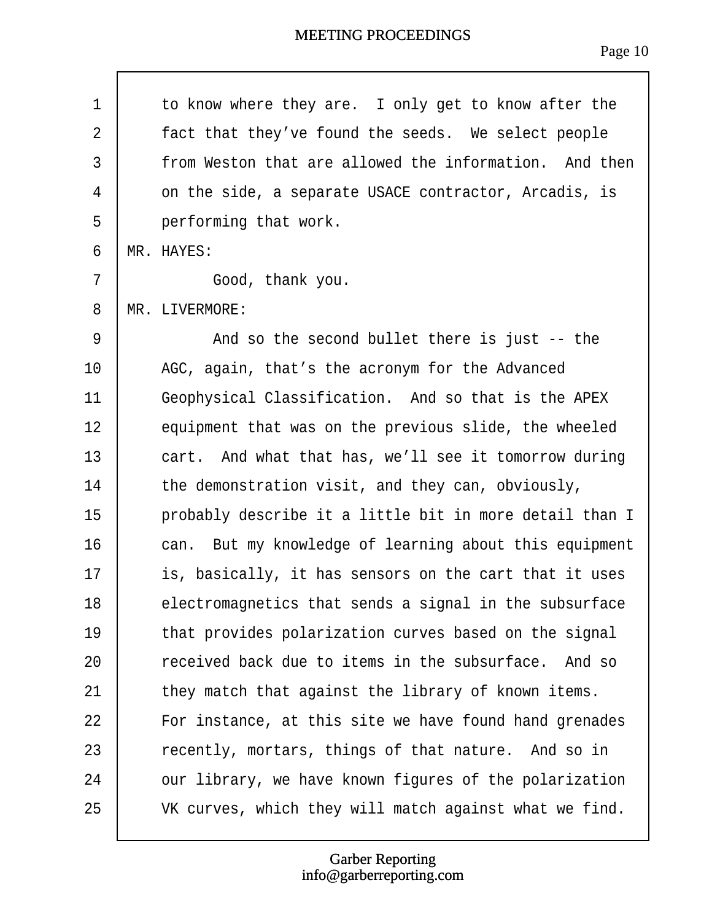to know where they are. I only get to know after the fact that they've found the seeds. We select people from Weston that are allowed the information. And then on the side, a separate USACE contractor, Arcadis, is performing that work.

MR. HAYES:

Good, thank you.

MR. LIVERMORE:

And so the second bullet there is just -- the AGC, again, that's the acronym for the Advanced Geophysical Classification. And so that is the APEX equipment that was on the previous slide, the wheeled cart. And what that has, we'll see it tomorrow during the demonstration visit, and they can, obviously, probably describe it a little bit in more detail than I can. But my knowledge of learning about this equipment is, basically, it has sensors on the cart that it uses electromagnetics that sends a signal in the subsurface that provides polarization curves based on the signal received back due to items in the subsurface. And so they match that against the library of known items. For instance, at this site we have found hand grenades recently, mortars, things of that nature. And so in our library, we have known figures of the polarization VK curves, which they will match against what we find.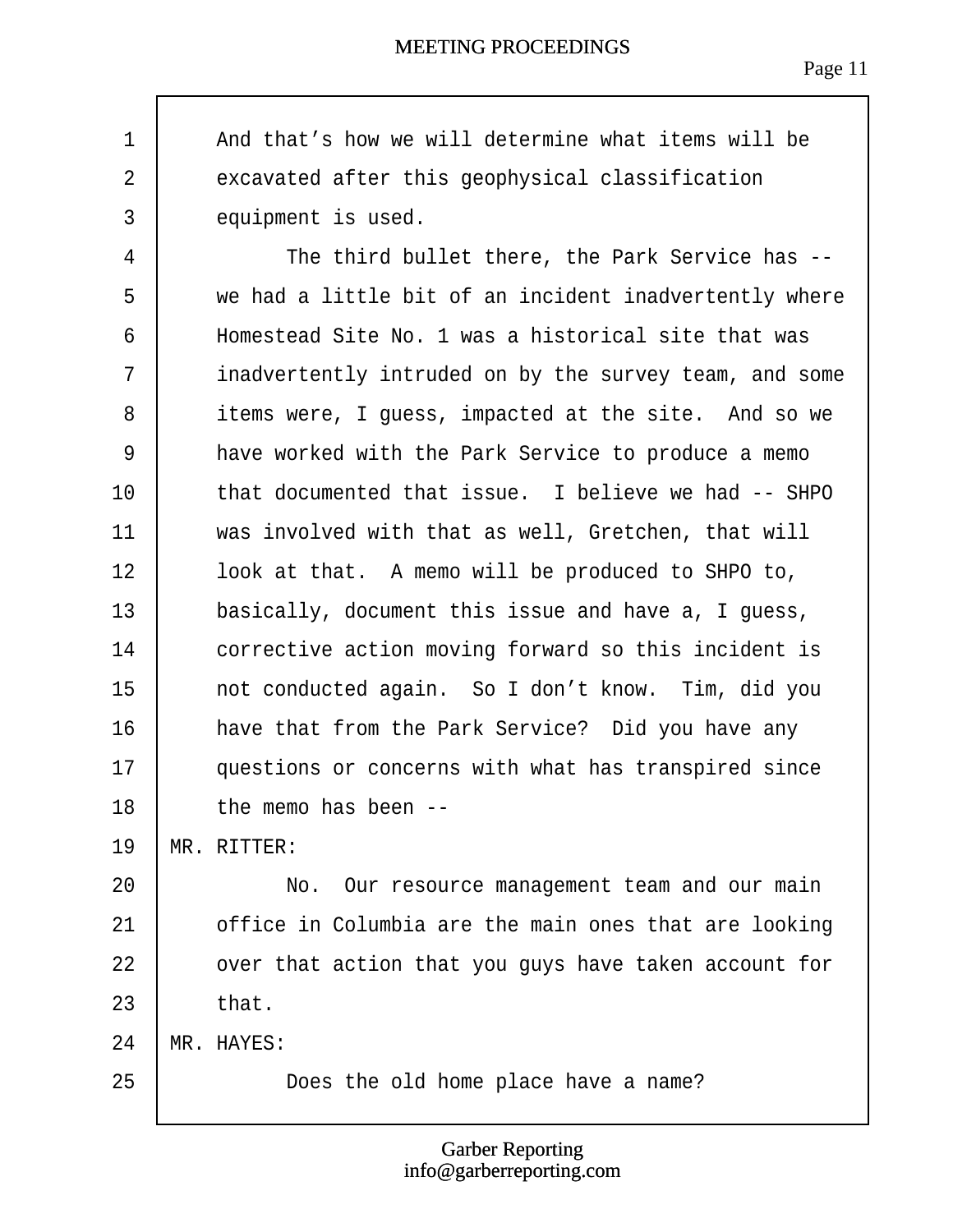And that’s how we will determine what items will be excavated after this geophysical classification equipment is used.

The third bullet there, the Park Service has -- we had a little bit of an incident inadvertently where Homestead Site No. 1 was a historical site that was inadvertently intruded on by the survey team, and some items were, I guess, impacted at the site. And so we have worked with the Park Service to produce a memo that documented that issue. I believe we had -- SHPO was involved with that as well, Gretchen, that will look at that. A memo will be produced to SHPO to, basically, document this issue and have a, I guess, corrective action moving forward so this incident is not conducted again. So I don’t know. Tim, did you have that from the Park Service? Did you have any questions or concerns with what has transpired since the memo has been --

MR. RITTER:

No. Our resource management team and our main office in Columbia are the main ones that are looking over that action that you guys have taken account for that.

MR. HAYES:

Does the old home place have a name?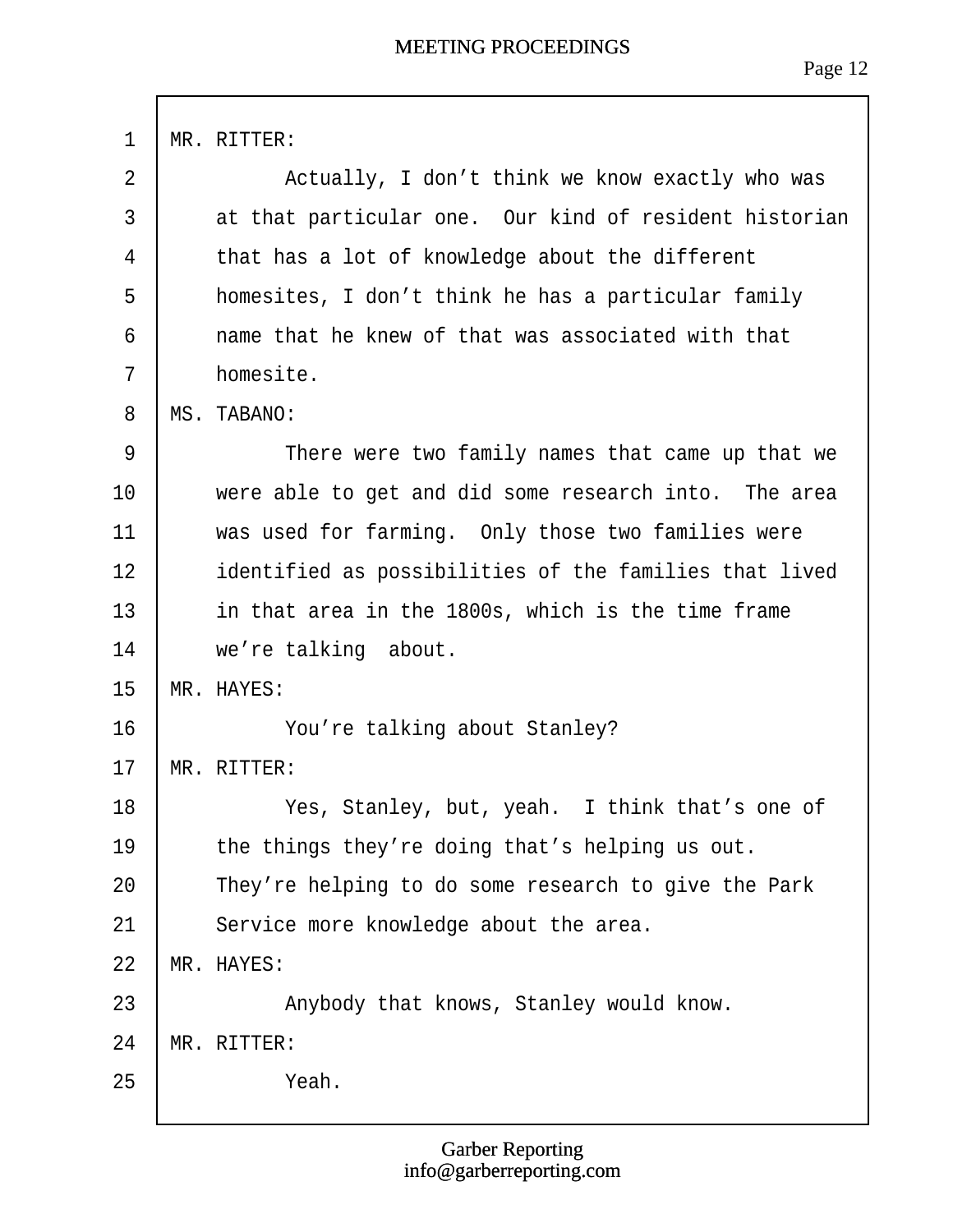MR. RITTER:

Actually, I don’t think we know exactly who was at that particular one. Our kind of resident historian that has a lot of knowledge about the different homesites, I don’t think he has a particular family name that he knew of that was associated with that homesite.

MS. TABANO:

There were two family names that came up that we were able to get and did some research into. The area was used for farming. Only those two families were identified as possibilities of the families that lived in that area in the 1800s, which is the time frame we’re talking about.

MR. HAYES:

You’re talking about Stanley?

MR. RITTER:

Yes, Stanley, but, yeah. I think that’s one of the things they’re doing that’s helping us out. They’re helping to do some research to give the Park Service more knowledge about the area.

MR. HAYES:

Anybody that knows, Stanley would know.

MR. RITTER:

Yeah.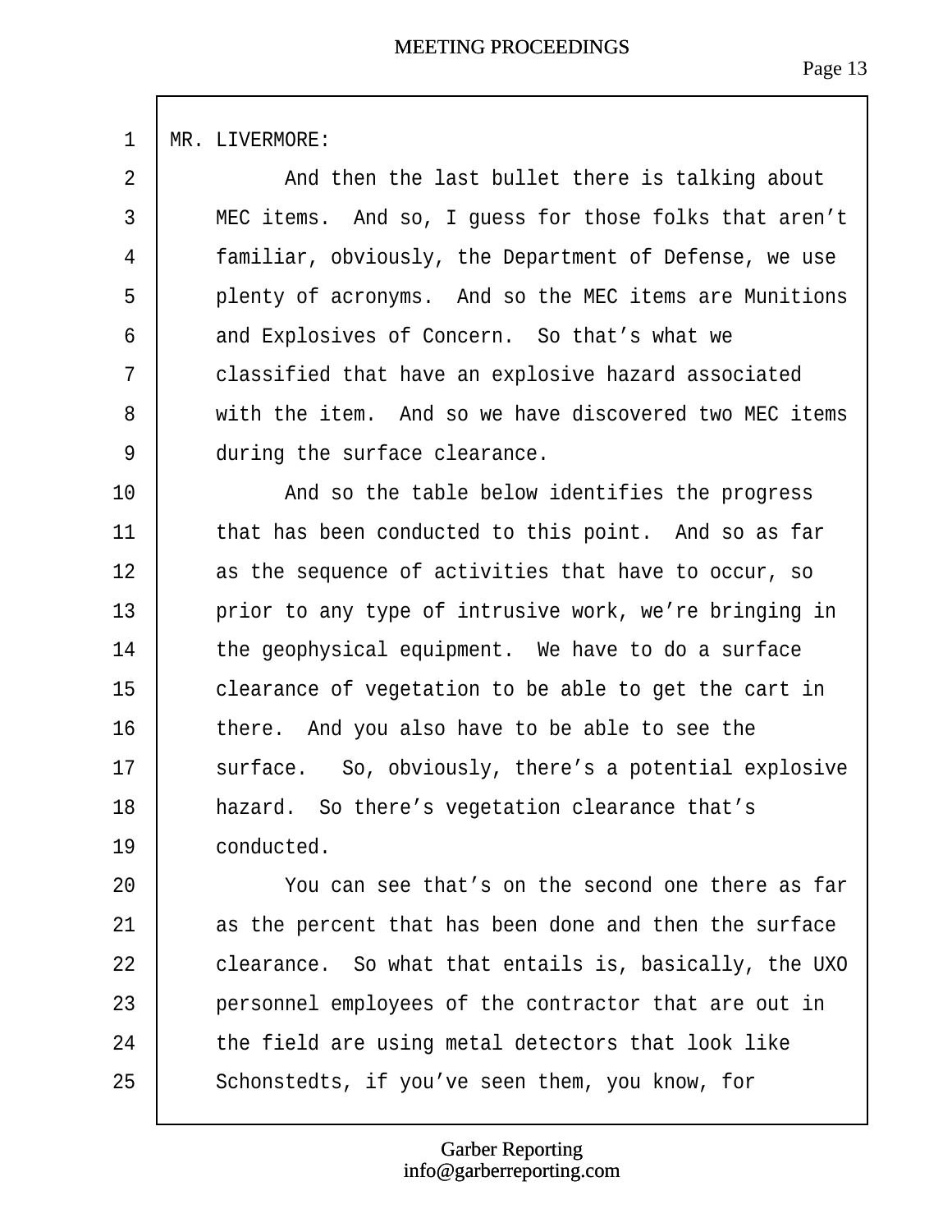MR. LIVERMORE:

And then the last bullet there is talking about MEC items. And so, I guess for those folks that aren't familiar, obviously, the Department of Defense, we use plenty of acronyms. And so the MEC items are Munitions and Explosives of Concern. So that's what we classified that have an explosive hazard associated with the item. And so we have discovered two MEC items during the surface clearance.

And so the table below identifies the progress that has been conducted to this point. And so as far as the sequence of activities that have to occur, so prior to any type of intrusive work, we're bringing in the geophysical equipment. We have to do a surface clearance of vegetation to be able to get the cart in there. And you also have to be able to see the surface. So, obviously, there's a potential explosive hazard. So there's vegetation clearance that's conducted.

You can see that's on the second one there as far as the percent that has been done and then the surface clearance. So what that entails is, basically, the UXO personnel employees of the contractor that are out in the field are using metal detectors that look like Schonstedts, if you've seen them, you know, for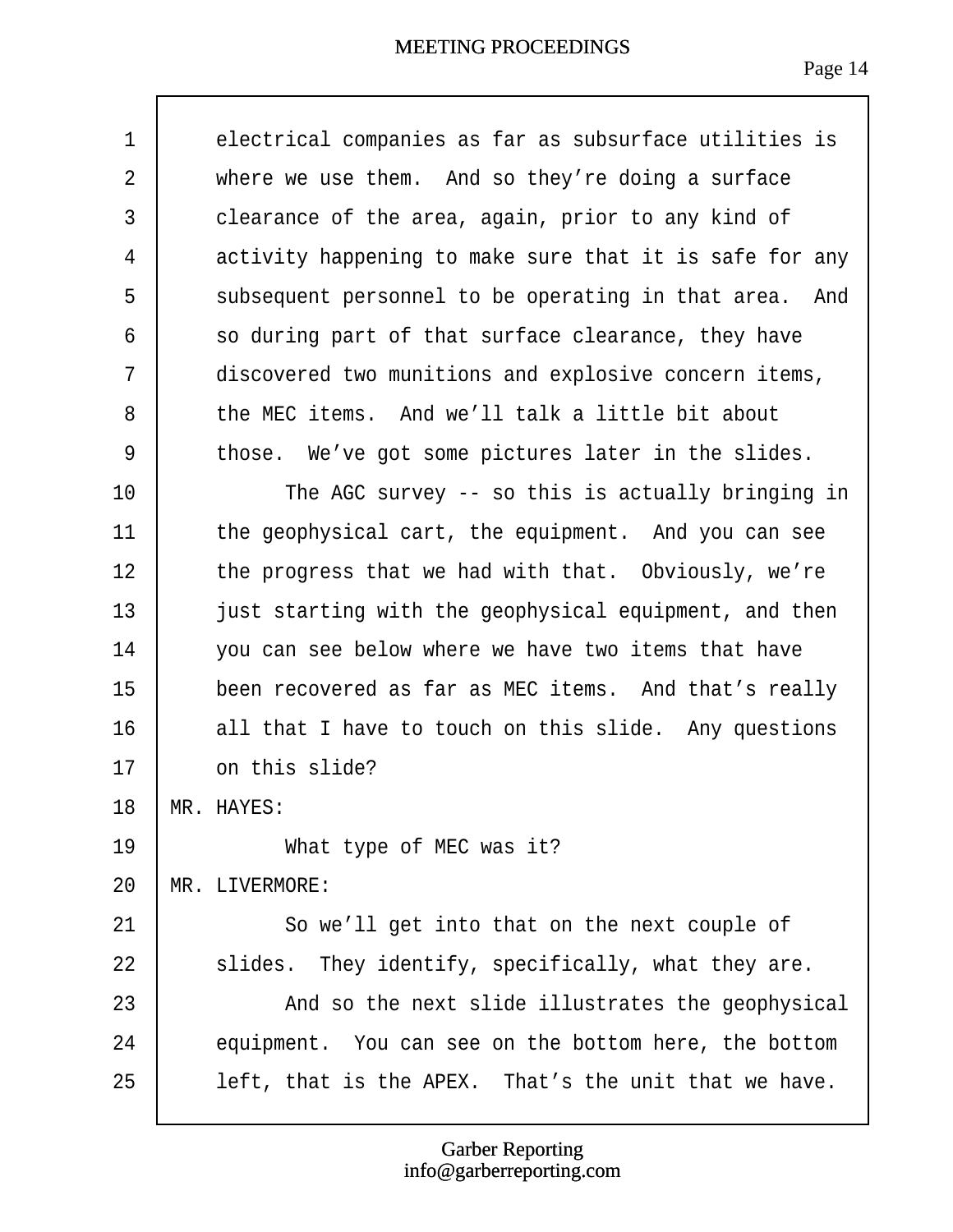electrical companies as far as subsurface utilities is where we use them. And so they're doing a surface clearance of the area, again, prior to any kind of activity happening to make sure that it is safe for any subsequent personnel to be operating in that area. And so during part of that surface clearance, they have discovered two munitions and explosive concern items, the MEC items. And we'll talk a little bit about those. We've got some pictures later in the slides.

The AGC survey -- so this is actually bringing in the geophysical cart, the equipment. And you can see the progress that we had with that. Obviously, we're just starting with the geophysical equipment, and then you can see below where we have two items that have been recovered as far as MEC items. And that's really all that I have to touch on this slide. Any questions on this slide?

MR. HAYES:

What type of MEC was it?

MR. LIVERMORE:

So we'll get into that on the next couple of slides. They identify, specifically, what they are.

And so the next slide illustrates the geophysical equipment. You can see on the bottom here, the bottom left, that is the APEX. That's the unit that we have.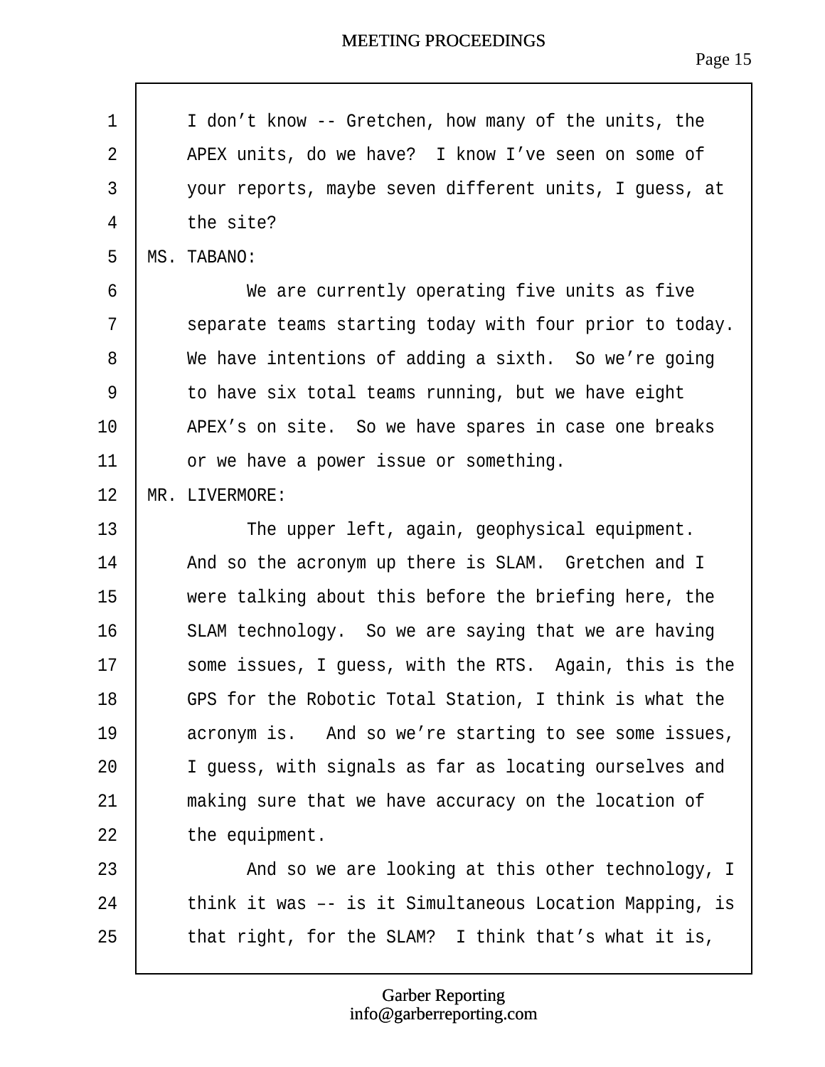I don't know -- Gretchen, how many of the units, the APEX units, do we have? I know I've seen on some of your reports, maybe seven different units, I guess, at the site?

MS. TABANO:

We are currently operating five units as five separate teams starting today with four prior to today. We have intentions of adding a sixth. So we're going to have six total teams running, but we have eight APEX's on site. So we have spares in case one breaks or we have a power issue or something.

MR. LIVERMORE:

The upper left, again, geophysical equipment. And so the acronym up there is SLAM. Gretchen and I were talking about this before the briefing here, the SLAM technology. So we are saying that we are having some issues, I guess, with the RTS. Again, this is the GPS for the Robotic Total Station, I think is what the acronym is. And so we're starting to see some issues, I guess, with signals as far as locating ourselves and making sure that we have accuracy on the location of the equipment.

And so we are looking at this other technology, I think it was –- is it Simultaneous Location Mapping, is that right, for the SLAM? I think that's what it is,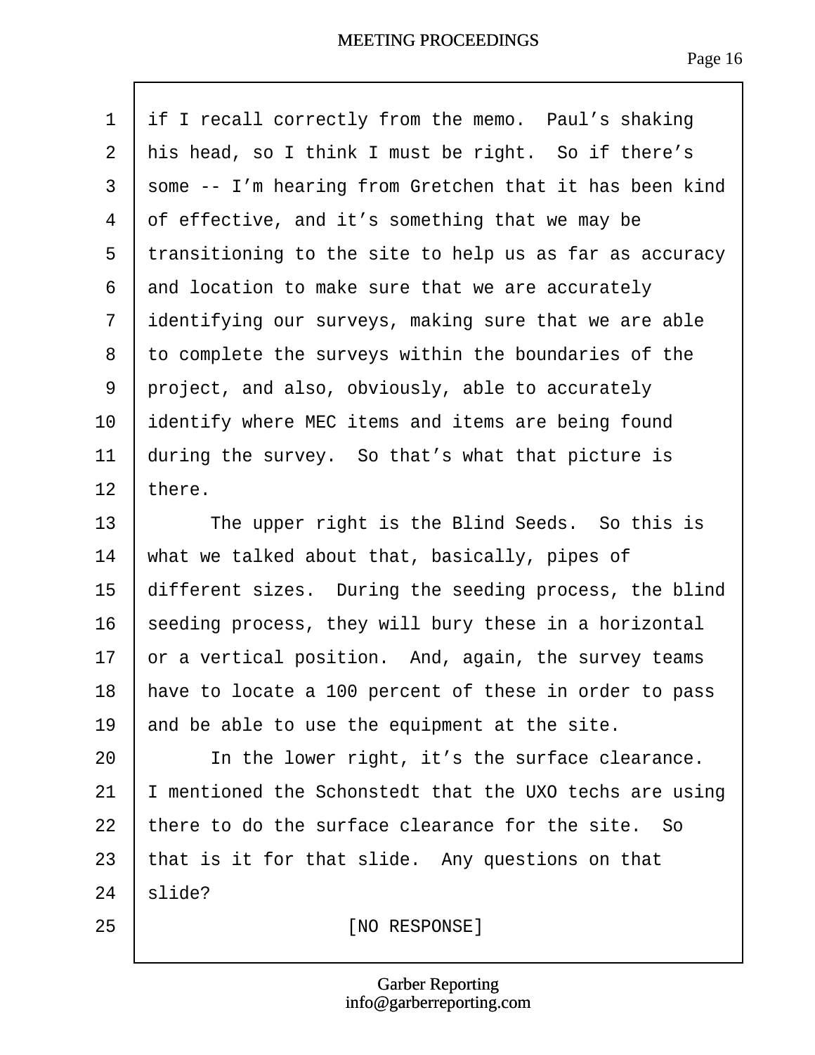if I recall correctly from the memo. Paul's shaking his head, so I think I must be right. So if there's some -- I'm hearing from Gretchen that it has been kind of effective, and it's something that we may be transitioning to the site to help us as far as accuracy and location to make sure that we are accurately identifying our surveys, making sure that we are able to complete the surveys within the boundaries of the project, and also, obviously, able to accurately identify where MEC items and items are being found during the survey. So that's what that picture is there.

The upper right is the Blind Seeds. So this is what we talked about that, basically, pipes of different sizes. During the seeding process, the blind seeding process, they will bury these in a horizontal or a vertical position. And, again, the survey teams have to locate a 100 percent of these in order to pass and be able to use the equipment at the site.

In the lower right, it's the surface clearance. I mentioned the Schonstedt that the UXO techs are using there to do the surface clearance for the site. So that is it for that slide. Any questions on that slide?

[NO RESPONSE]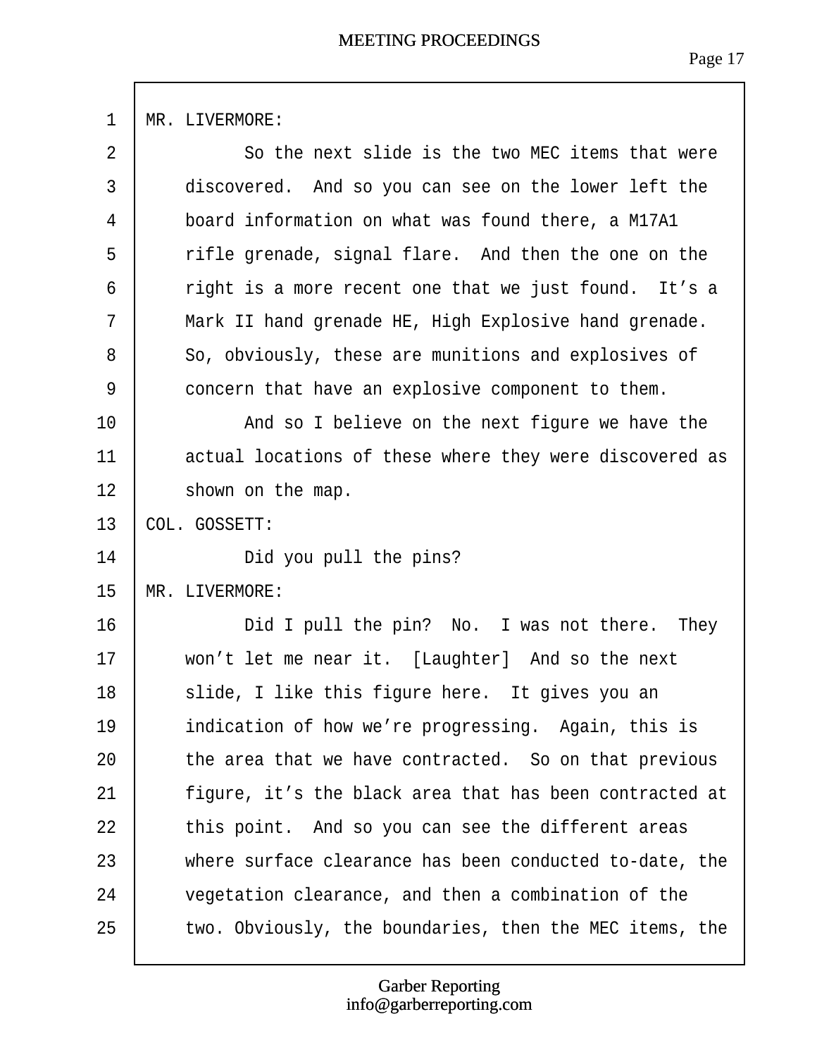MR. LIVERMORE:

So the next slide is the two MEC items that were discovered. And so you can see on the lower left the board information on what was found there, a M17A1 rifle grenade, signal flare. And then the one on the right is a more recent one that we just found. It's a Mark II hand grenade HE, High Explosive hand grenade. So, obviously, these are munitions and explosives of concern that have an explosive component to them.

And so I believe on the next figure we have the actual locations of these where they were discovered as shown on the map.

COL. GOSSETT:

Did you pull the pins?

MR. LIVERMORE:

Did I pull the pin? No. I was not there. They won't let me near it. [Laughter] And so the next slide, I like this figure here. It gives you an indication of how we're progressing. Again, this is the area that we have contracted. So on that previous figure, it's the black area that has been contracted at this point. And so you can see the different areas where surface clearance has been conducted to-date, the vegetation clearance, and then a combination of the two. Obviously, the boundaries, then the MEC items, the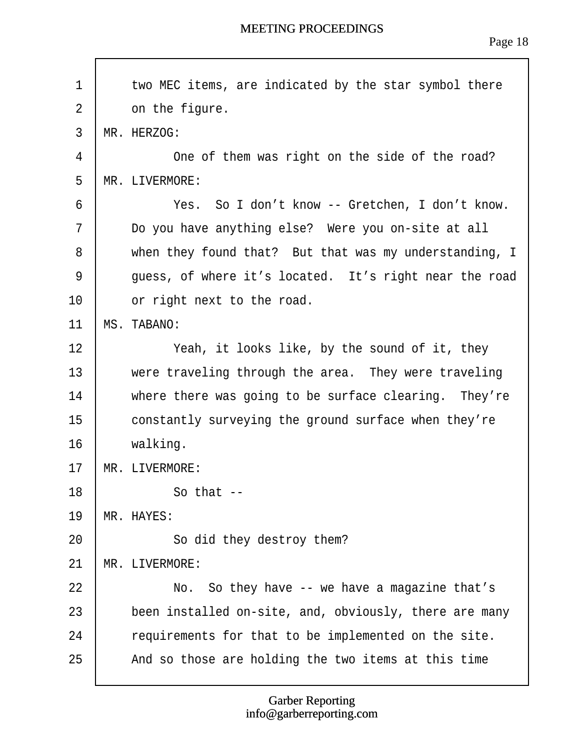two MEC items, are indicated by the star symbol there on the figure.

MR. HERZOG:

One of them was right on the side of the road?

MR. LIVERMORE:

Yes. So I don't know -- Gretchen, I don't know. Do you have anything else? Were you on-site at all when they found that? But that was my understanding, I guess, of where it's located. It's right near the road or right next to the road.

MS. TABANO:

Yeah, it looks like, by the sound of it, they were traveling through the area. They were traveling where there was going to be surface clearing. They're constantly surveying the ground surface when they're walking.

MR. LIVERMORE:

So that --

MR. HAYES:

So did they destroy them?

MR. LIVERMORE:

No. So they have -- we have a magazine that's been installed on-site, and, obviously, there are many requirements for that to be implemented on the site. And so those are holding the two items at this time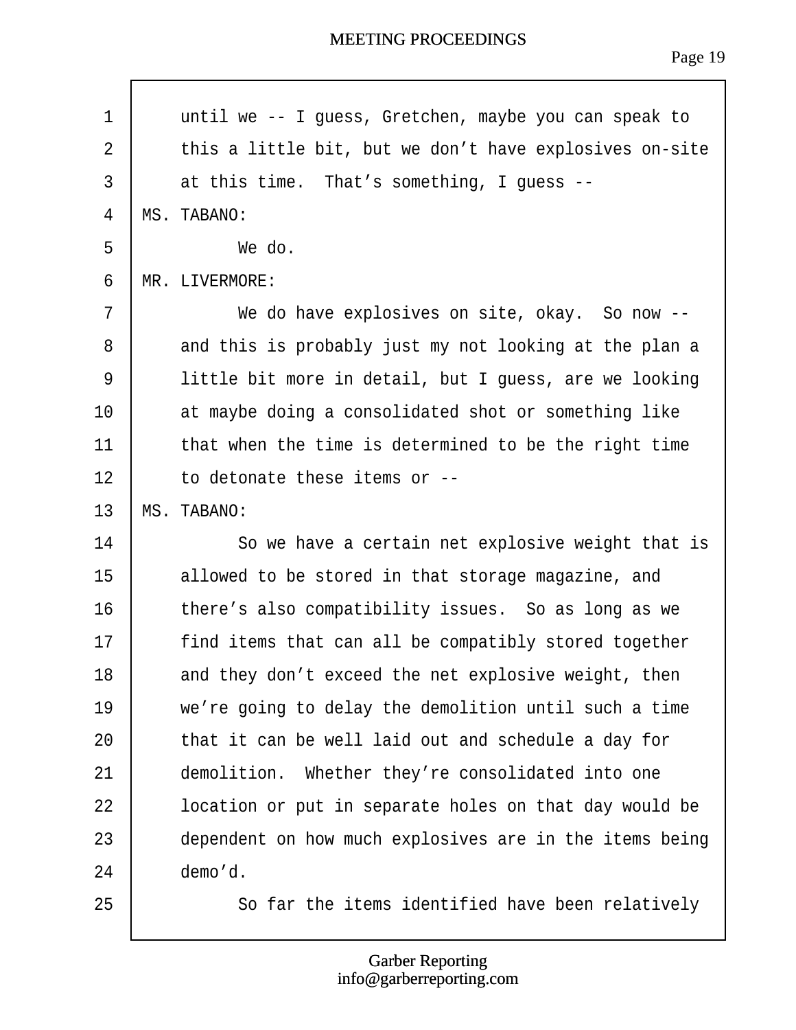until we -- I guess, Gretchen, maybe you can speak to this a little bit, but we don't have explosives on-site at this time. That's something, I guess --

MS. TABANO:

We do.

MR. LIVERMORE:

We do have explosives on site, okay. So now -- and this is probably just my not looking at the plan a little bit more in detail, but I guess, are we looking at maybe doing a consolidated shot or something like that when the time is determined to be the right time to detonate these items or --

MS. TABANO:

So we have a certain net explosive weight that is allowed to be stored in that storage magazine, and there's also compatibility issues. So as long as we find items that can all be compatibly stored together and they don't exceed the net explosive weight, then we're going to delay the demolition until such a time that it can be well laid out and schedule a day for demolition. Whether they're consolidated into one location or put in separate holes on that day would be dependent on how much explosives are in the items being demo'd.

So far the items identified have been relatively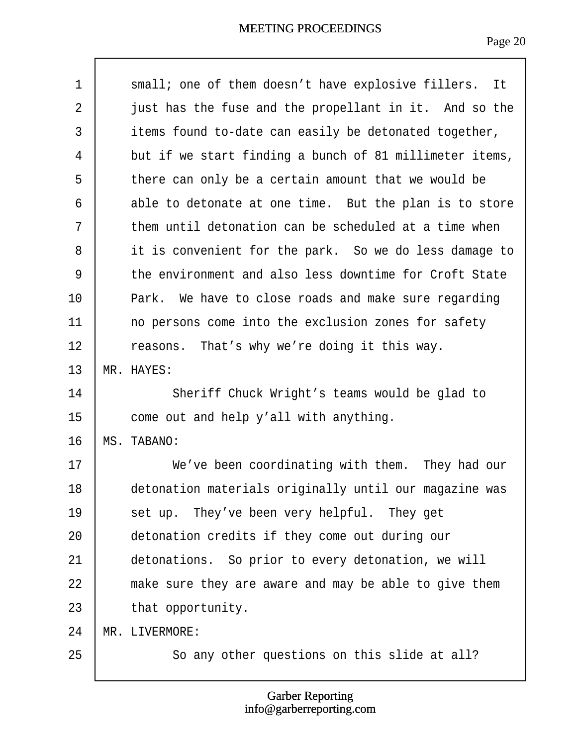small; one of them doesn't have explosive fillers. It just has the fuse and the propellant in it. And so the items found to-date can easily be detonated together, but if we start finding a bunch of 81 millimeter items, there can only be a certain amount that we would be able to detonate at one time. But the plan is to store them until detonation can be scheduled at a time when it is convenient for the park. So we do less damage to the environment and also less downtime for Croft State Park. We have to close roads and make sure regarding no persons come into the exclusion zones for safety reasons. That's why we're doing it this way.

MR. HAYES:

Sheriff Chuck Wright's teams would be glad to come out and help y'all with anything.

MS. TABANO:

We've been coordinating with them. They had our detonation materials originally until our magazine was set up. They've been very helpful. They get detonation credits if they come out during our detonations. So prior to every detonation, we will make sure they are aware and may be able to give them that opportunity.

MR. LIVERMORE:

So any other questions on this slide at all?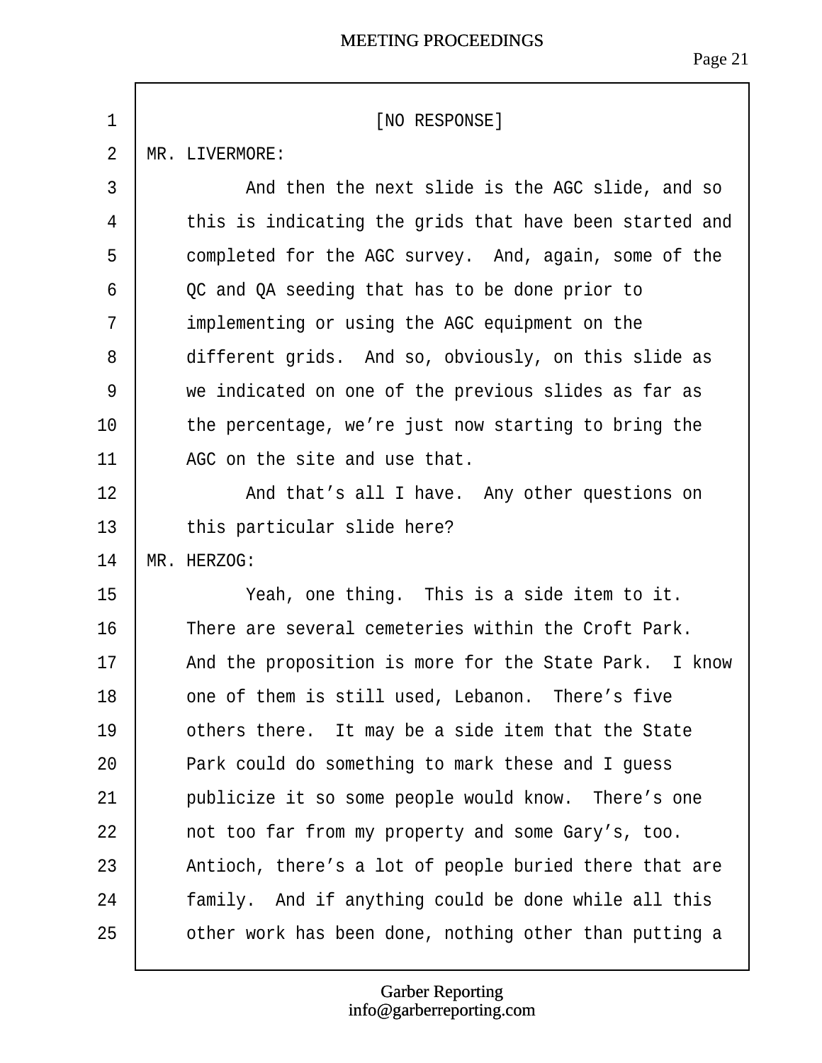[NO RESPONSE]

MR. LIVERMORE:

And then the next slide is the AGC slide, and so this is indicating the grids that have been started and completed for the AGC survey. And, again, some of the QC and QA seeding that has to be done prior to implementing or using the AGC equipment on the different grids. And so, obviously, on this slide as we indicated on one of the previous slides as far as the percentage, we're just now starting to bring the AGC on the site and use that.

And that's all I have. Any other questions on this particular slide here?

MR. HERZOG:

Yeah, one thing. This is a side item to it. There are several cemeteries within the Croft Park. And the proposition is more for the State Park. I know one of them is still used, Lebanon. There's five others there. It may be a side item that the State Park could do something to mark these and I guess publicize it so some people would know. There's one not too far from my property and some Gary's, too. Antioch, there's a lot of people buried there that are family. And if anything could be done while all this other work has been done, nothing other than putting a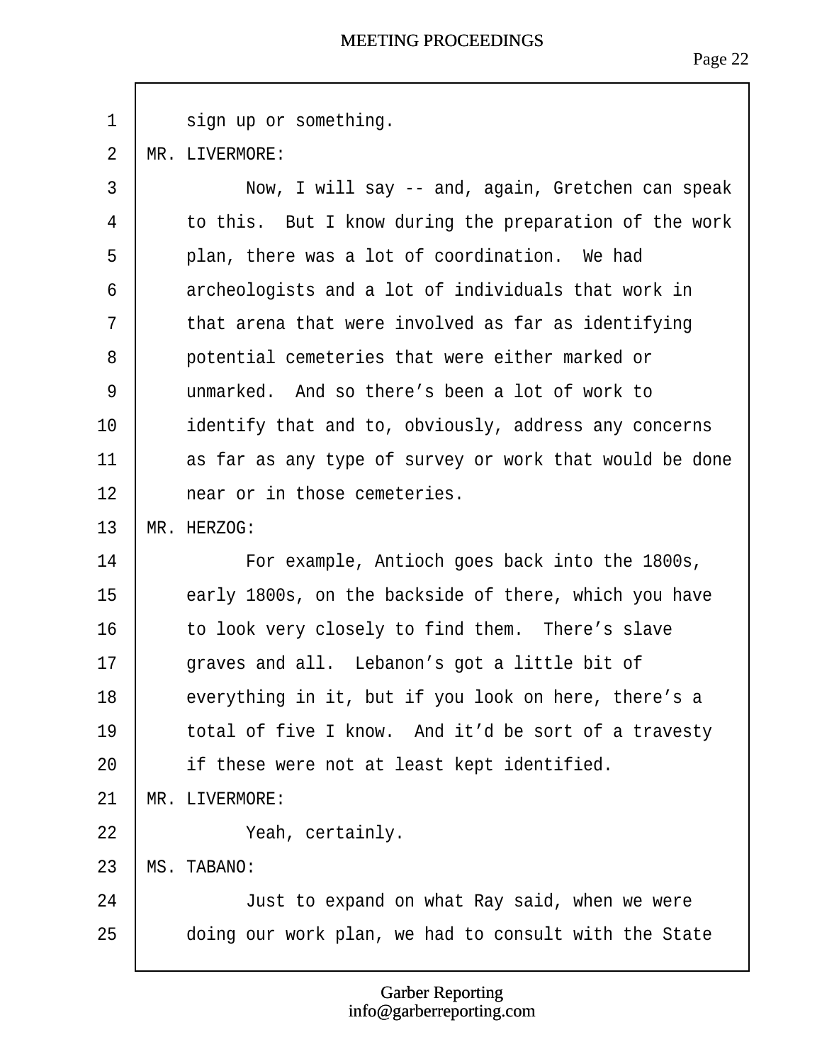sign up or something.

MR. LIVERMORE:

Now, I will say -- and, again, Gretchen can speak to this. But I know during the preparation of the work plan, there was a lot of coordination. We had archeologists and a lot of individuals that work in that arena that were involved as far as identifying potential cemeteries that were either marked or unmarked. And so there's been a lot of work to identify that and to, obviously, address any concerns as far as any type of survey or work that would be done near or in those cemeteries.

MR. HERZOG:

For example, Antioch goes back into the 1800s, early 1800s, on the backside of there, which you have to look very closely to find them. There's slave graves and all. Lebanon's got a little bit of everything in it, but if you look on here, there's a total of five I know. And it'd be sort of a travesty if these were not at least kept identified.

MR. LIVERMORE:

Yeah, certainly.

MS. TABANO:

Just to expand on what Ray said, when we were doing our work plan, we had to consult with the State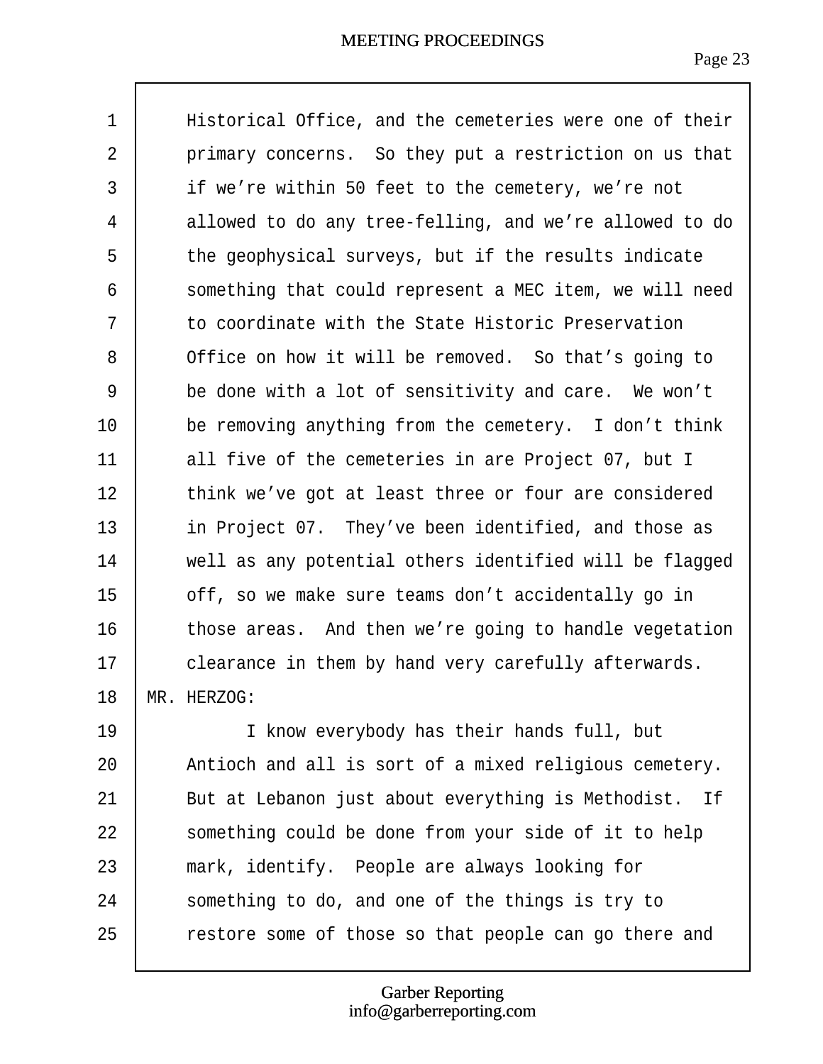Historical Office, and the cemeteries were one of their primary concerns. So they put a restriction on us that if we're within 50 feet to the cemetery, we're not allowed to do any tree-felling, and we're allowed to do the geophysical surveys, but if the results indicate something that could represent a MEC item, we will need to coordinate with the State Historic Preservation Office on how it will be removed. So that's going to be done with a lot of sensitivity and care. We won't be removing anything from the cemetery. I don't think all five of the cemeteries in are Project 07, but I think we've got at least three or four are considered in Project 07. They've been identified, and those as well as any potential others identified will be flagged off, so we make sure teams don't accidentally go in those areas. And then we're going to handle vegetation clearance in them by hand very carefully afterwards.

MR. HERZOG:

I know everybody has their hands full, but Antioch and all is sort of a mixed religious cemetery. But at Lebanon just about everything is Methodist. If something could be done from your side of it to help mark, identify. People are always looking for something to do, and one of the things is try to restore some of those so that people can go there and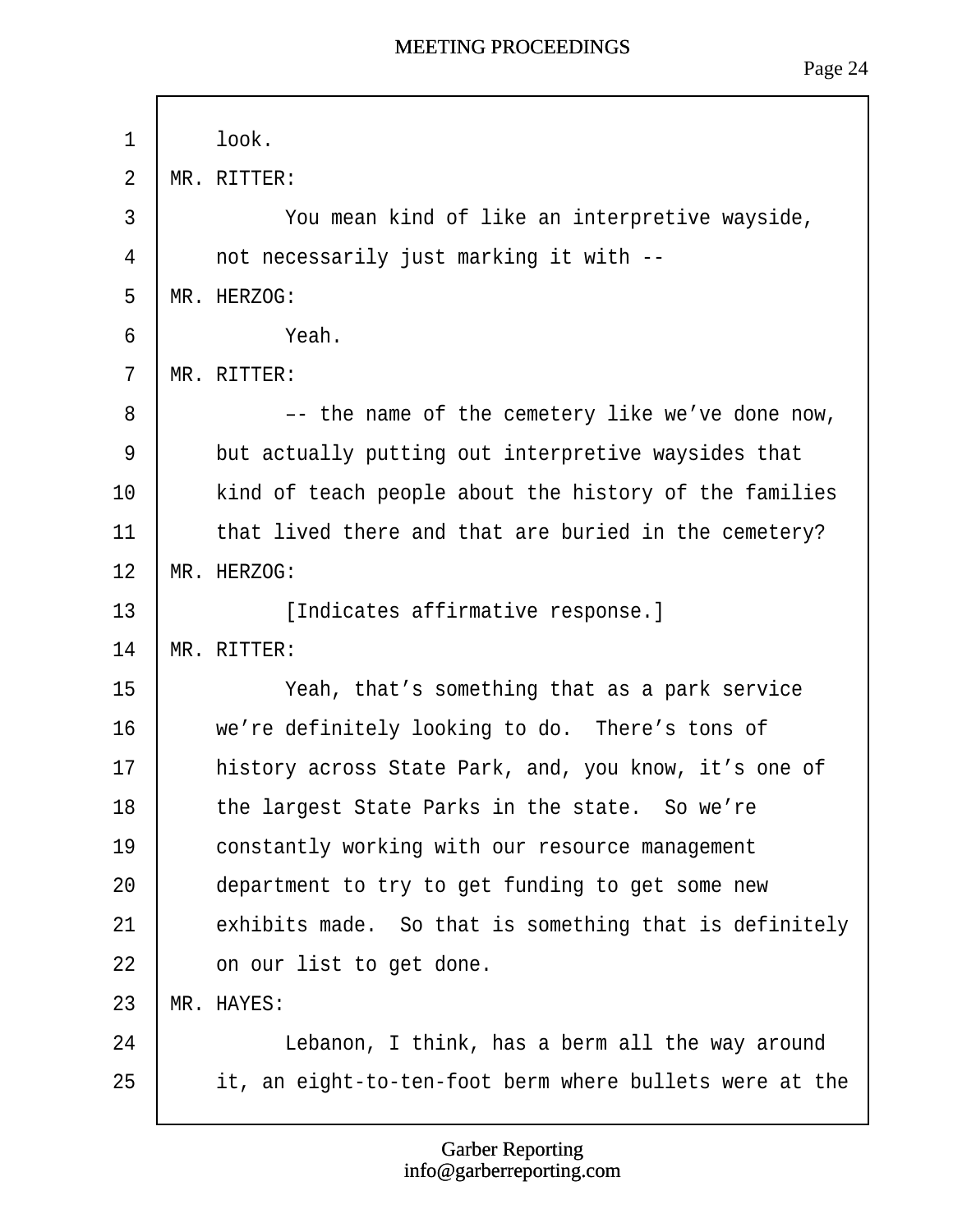look.

MR. RITTER:

You mean kind of like an interpretive wayside, not necessarily just marking it with --

MR. HERZOG:

Yeah.

MR. RITTER:

–- the name of the cemetery like we've done now, but actually putting out interpretive waysides that kind of teach people about the history of the families that lived there and that are buried in the cemetery?

MR. HERZOG:

[Indicates affirmative response.]

MR. RITTER:

Yeah, that's something that as a park service we're definitely looking to do. There's tons of history across State Park, and, you know, it's one of the largest State Parks in the state. So we're constantly working with our resource management department to try to get funding to get some new exhibits made. So that is something that is definitely on our list to get done.

MR. HAYES:

Lebanon, I think, has a berm all the way around it, an eight-to-ten-foot berm where bullets were at the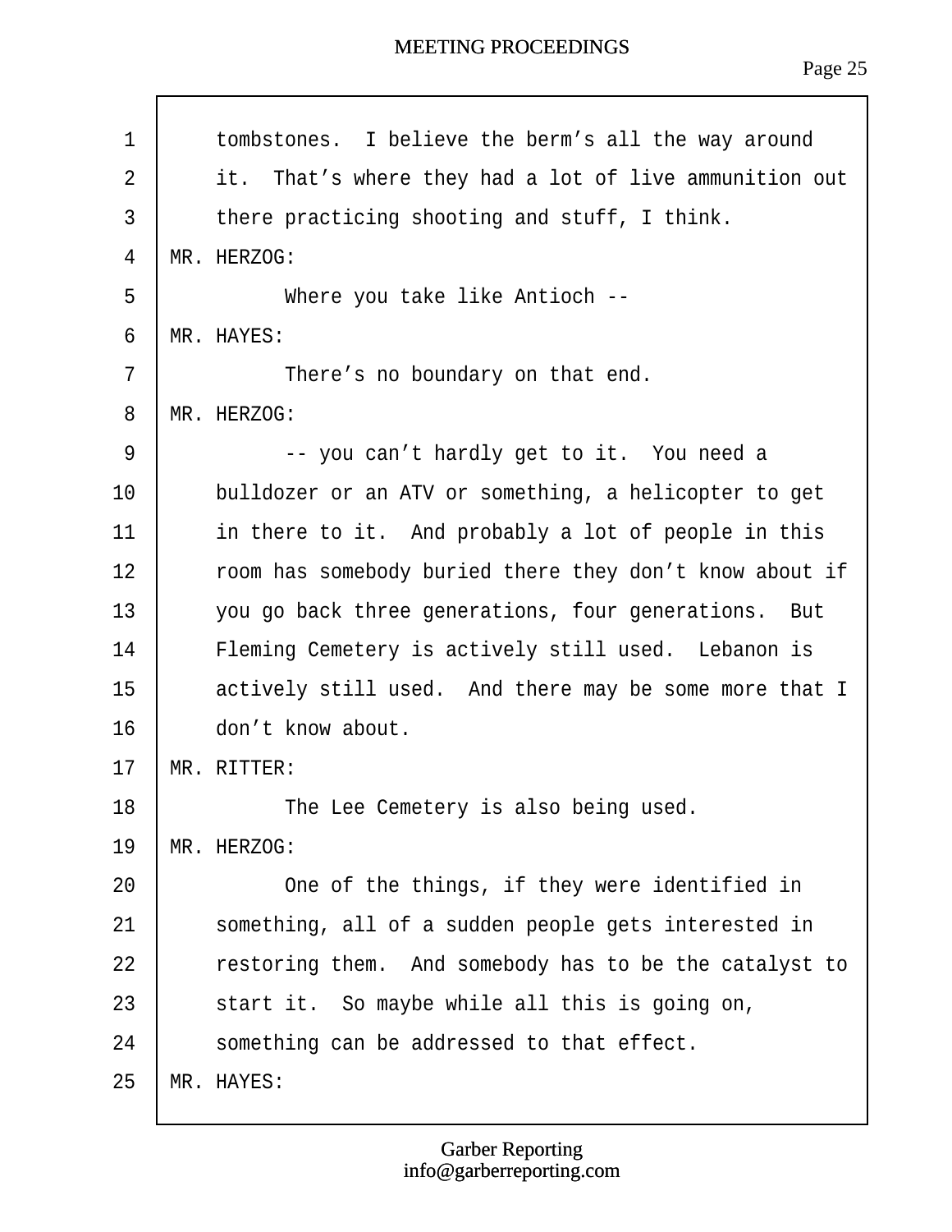tombstones. I believe the berm's all the way around it. That's where they had a lot of live ammunition out there practicing shooting and stuff, I think.

MR. HERZOG:

Where you take like Antioch --

MR. HAYES:

There's no boundary on that end.

MR. HERZOG:

-- you can't hardly get to it. You need a bulldozer or an ATV or something, a helicopter to get in there to it. And probably a lot of people in this room has somebody buried there they don't know about if you go back three generations, four generations. But Fleming Cemetery is actively still used. Lebanon is actively still used. And there may be some more that I don't know about.

MR. RITTER:

The Lee Cemetery is also being used.

MR. HERZOG:

One of the things, if they were identified in something, all of a sudden people gets interested in restoring them. And somebody has to be the catalyst to start it. So maybe while all this is going on, something can be addressed to that effect.

MR. HAYES: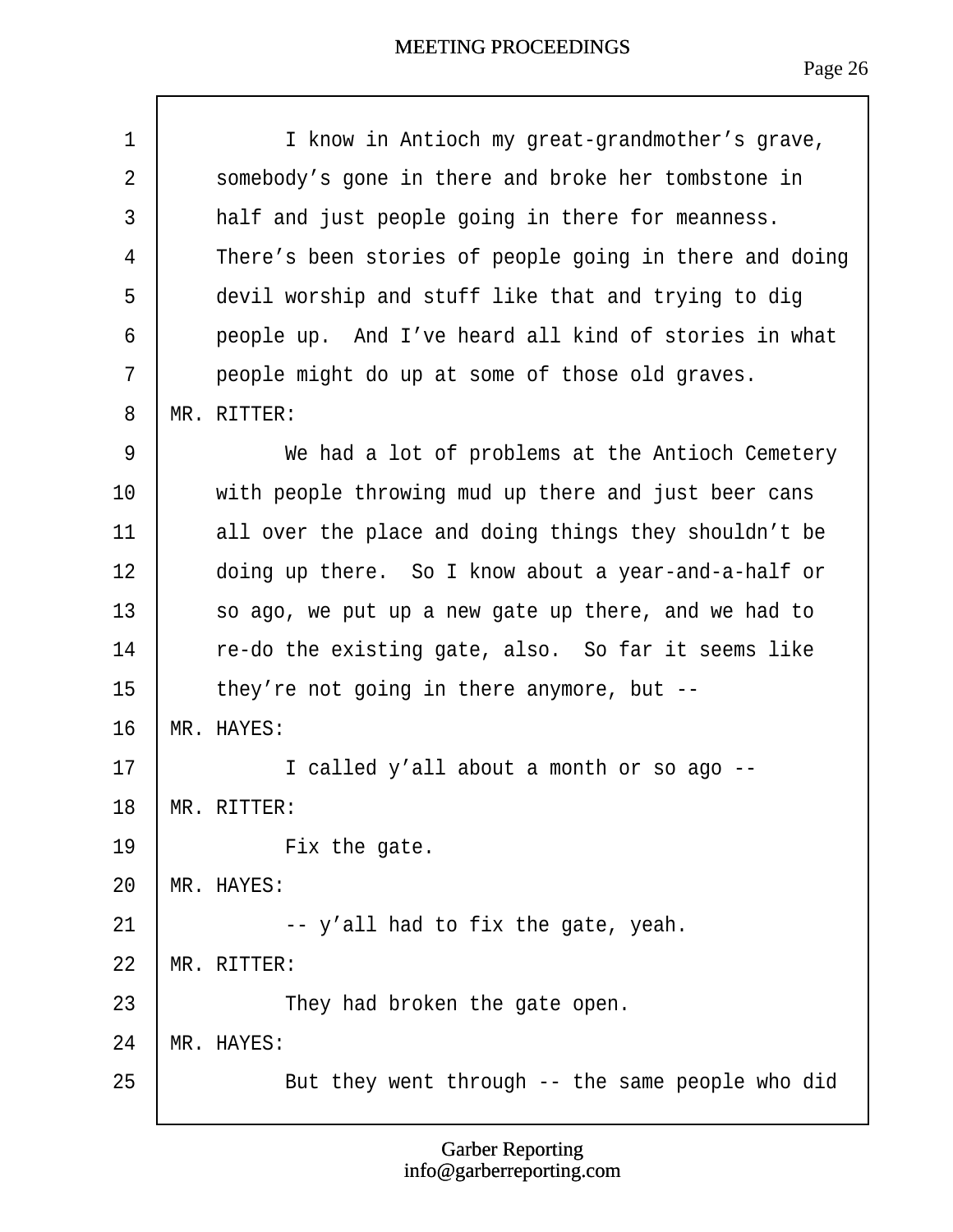I know in Antioch my great-grandmother's grave, somebody's gone in there and broke her tombstone in half and just people going in there for meanness. There's been stories of people going in there and doing devil worship and stuff like that and trying to dig people up. And I've heard all kind of stories in what people might do up at some of those old graves.

MR. RITTER:

We had a lot of problems at the Antioch Cemetery with people throwing mud up there and just beer cans all over the place and doing things they shouldn't be doing up there. So I know about a year-and-a-half or so ago, we put up a new gate up there, and we had to re-do the existing gate, also. So far it seems like they're not going in there anymore, but --

MR. HAYES:

I called y'all about a month or so ago --

MR. RITTER:

Fix the gate.

MR. HAYES:

-- y'all had to fix the gate, yeah.

MR. RITTER:

They had broken the gate open.

MR. HAYES:

But they went through -- the same people who did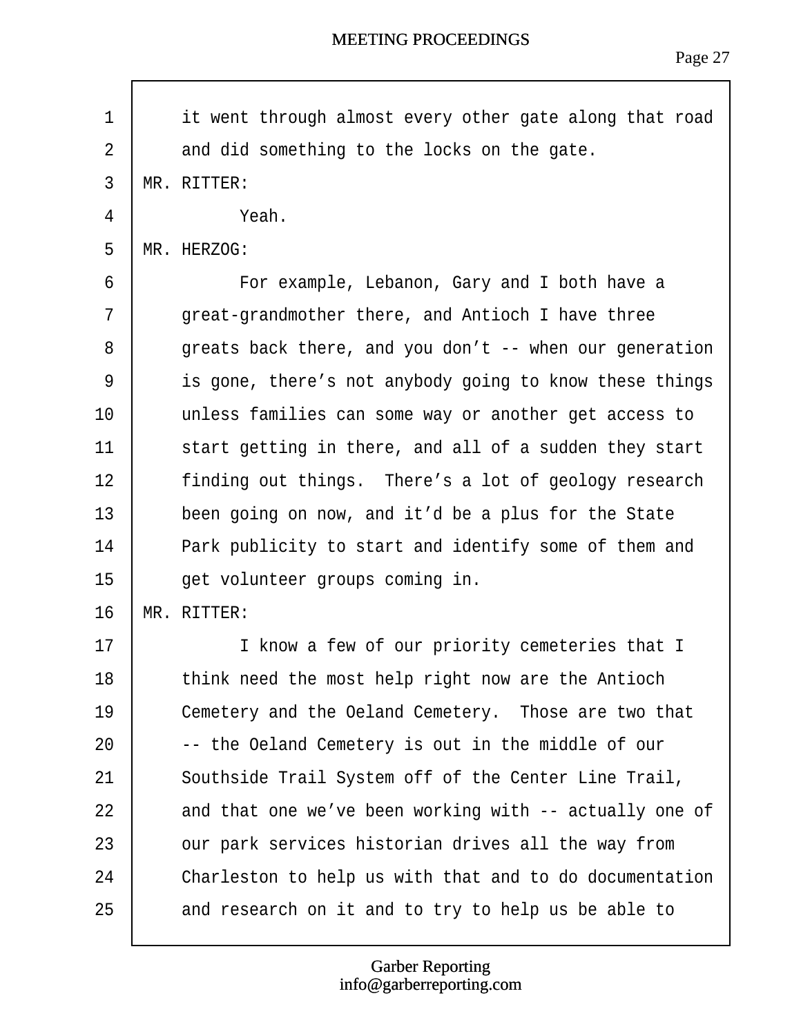it went through almost every other gate along that road and did something to the locks on the gate.

MR. RITTER:

Yeah.

MR. HERZOG:

For example, Lebanon, Gary and I both have a great-grandmother there, and Antioch I have three greats back there, and you don't -- when our generation is gone, there's not anybody going to know these things unless families can some way or another get access to start getting in there, and all of a sudden they start finding out things. There's a lot of geology research been going on now, and it'd be a plus for the State Park publicity to start and identify some of them and get volunteer groups coming in.

MR. RITTER:

I know a few of our priority cemeteries that I think need the most help right now are the Antioch Cemetery and the Oeland Cemetery. Those are two that -- the Oeland Cemetery is out in the middle of our Southside Trail System off of the Center Line Trail, and that one we've been working with -- actually one of our park services historian drives all the way from Charleston to help us with that and to do documentation and research on it and to try to help us be able to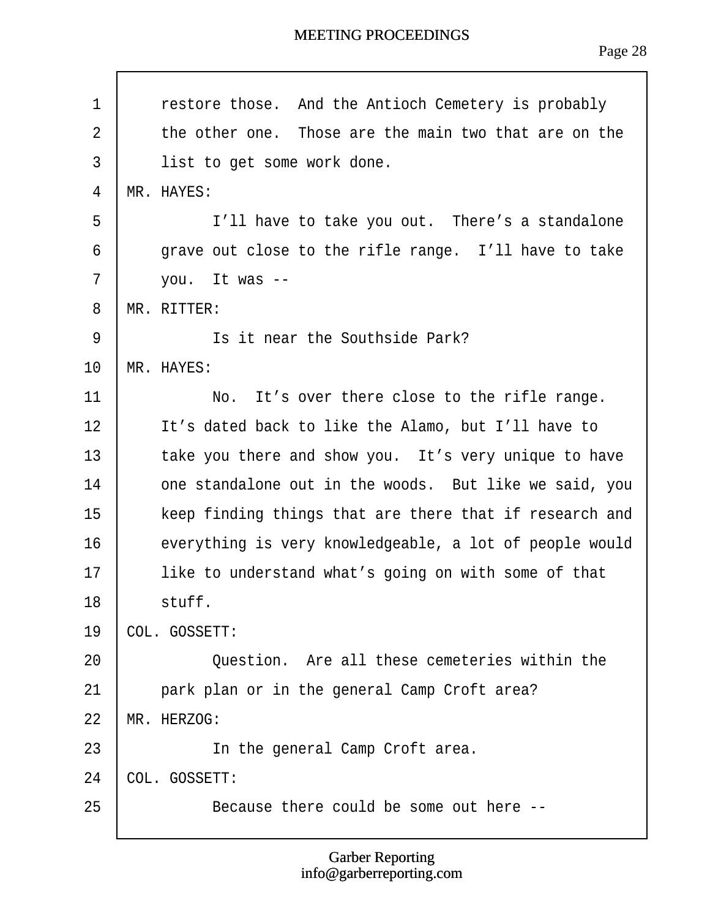restore those. And the Antioch Cemetery is probably the other one. Those are the main two that are on the list to get some work done.

MR. HAYES:

I'll have to take you out. There's a standalone grave out close to the rifle range. I'll have to take you. It was --

MR. RITTER:

Is it near the Southside Park?

MR. HAYES:

No. It's over there close to the rifle range. It's dated back to like the Alamo, but I'll have to take you there and show you. It's very unique to have one standalone out in the woods. But like we said, you keep finding things that are there that if research and everything is very knowledgeable, a lot of people would like to understand what's going on with some of that stuff.

COL. GOSSETT:

Question. Are all these cemeteries within the park plan or in the general Camp Croft area?

MR. HERZOG:

In the general Camp Croft area.

COL. GOSSETT:

Because there could be some out here --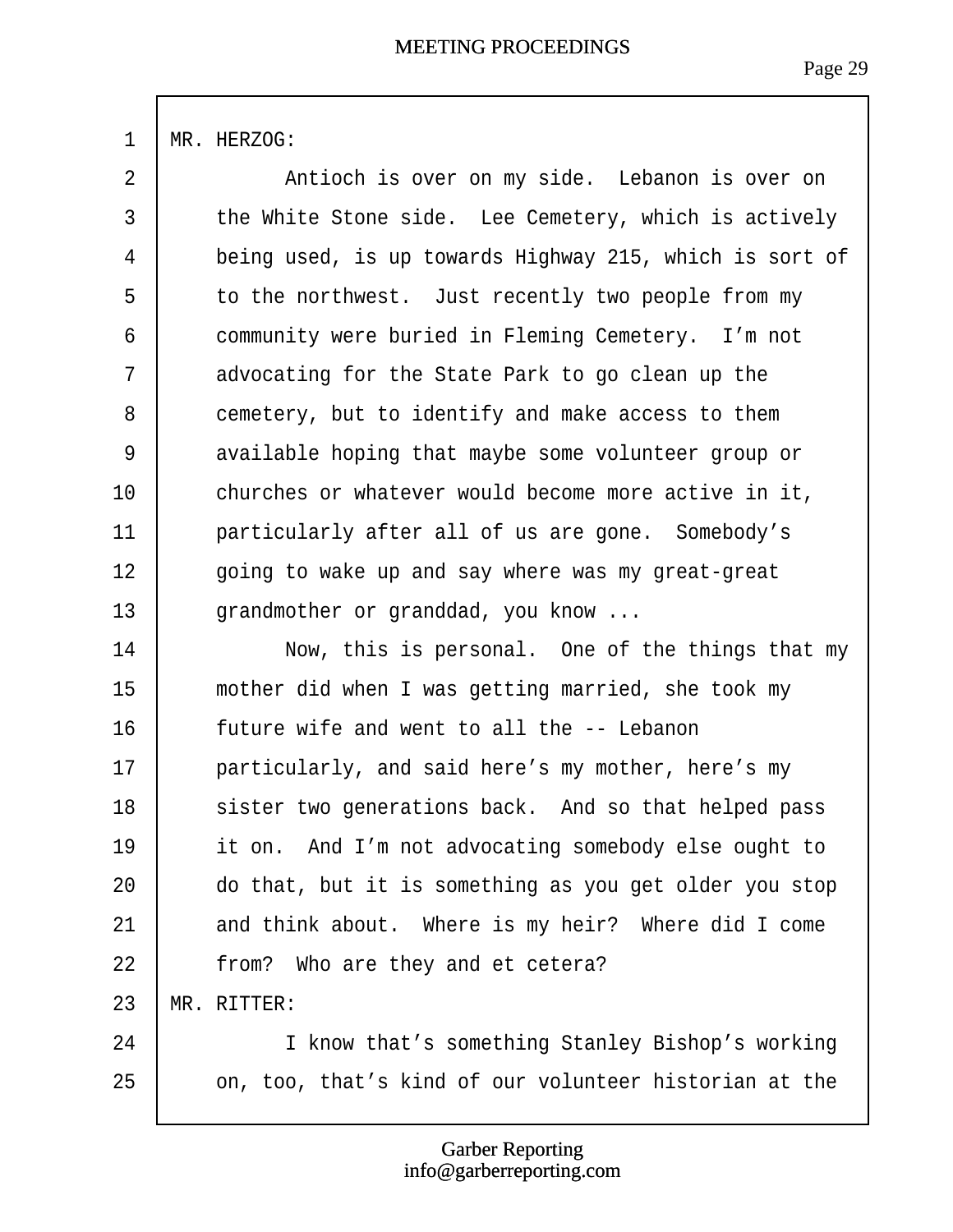MR. HERZOG:

Antioch is over on my side. Lebanon is over on the White Stone side. Lee Cemetery, which is actively being used, is up towards Highway 215, which is sort of to the northwest. Just recently two people from my community were buried in Fleming Cemetery. I'm not advocating for the State Park to go clean up the cemetery, but to identify and make access to them available hoping that maybe some volunteer group or churches or whatever would become more active in it, particularly after all of us are gone. Somebody's going to wake up and say where was my great-great grandmother or granddad, you know ...

Now, this is personal. One of the things that my mother did when I was getting married, she took my future wife and went to all the -- Lebanon particularly, and said here's my mother, here's my sister two generations back. And so that helped pass it on. And I'm not advocating somebody else ought to do that, but it is something as you get older you stop and think about. Where is my heir? Where did I come from? Who are they and et cetera?

MR. RITTER:

I know that's something Stanley Bishop's working on, too, that's kind of our volunteer historian at the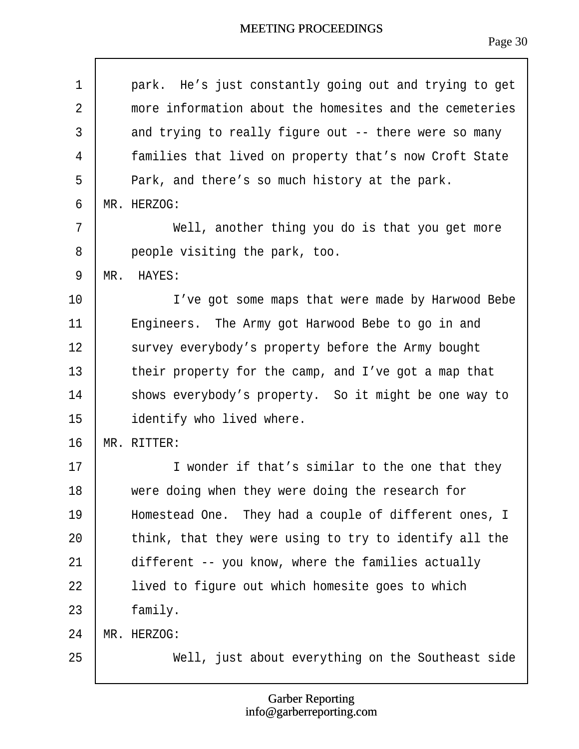park. He's just constantly going out and trying to get more information about the homesites and the cemeteries and trying to really figure out -- there were so many families that lived on property that's now Croft State Park, and there's so much history at the park.

MR. HERZOG:

Well, another thing you do is that you get more people visiting the park, too.

MR. HAYES:

I've got some maps that were made by Harwood Bebe Engineers. The Army got Harwood Bebe to go in and survey everybody's property before the Army bought their property for the camp, and I've got a map that shows everybody's property. So it might be one way to identify who lived where.

MR. RITTER:

I wonder if that's similar to the one that they were doing when they were doing the research for Homestead One. They had a couple of different ones, I think, that they were using to try to identify all the different -- you know, where the families actually lived to figure out which homesite goes to which family.

MR. HERZOG:

Well, just about everything on the Southeast side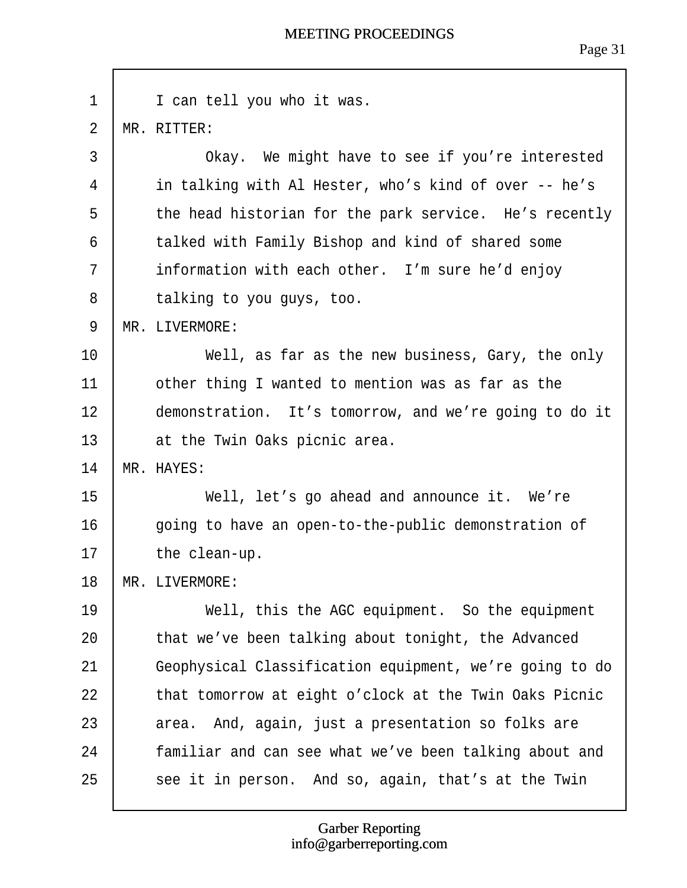I can tell you who it was.

MR. RITTER:

Okay. We might have to see if you're interested in talking with Al Hester, who's kind of over -- he's the head historian for the park service. He's recently talked with Family Bishop and kind of shared some information with each other. I'm sure he'd enjoy talking to you guys, too.

MR. LIVERMORE:

Well, as far as the new business, Gary, the only other thing I wanted to mention was as far as the demonstration. It's tomorrow, and we're going to do it at the Twin Oaks picnic area.

MR. HAYES:

Well, let's go ahead and announce it. We're going to have an open-to-the-public demonstration of the clean-up.

MR. LIVERMORE:

Well, this the AGC equipment. So the equipment that we've been talking about tonight, the Advanced Geophysical Classification equipment, we're going to do that tomorrow at eight o'clock at the Twin Oaks Picnic area. And, again, just a presentation so folks are familiar and can see what we've been talking about and see it in person. And so, again, that's at the Twin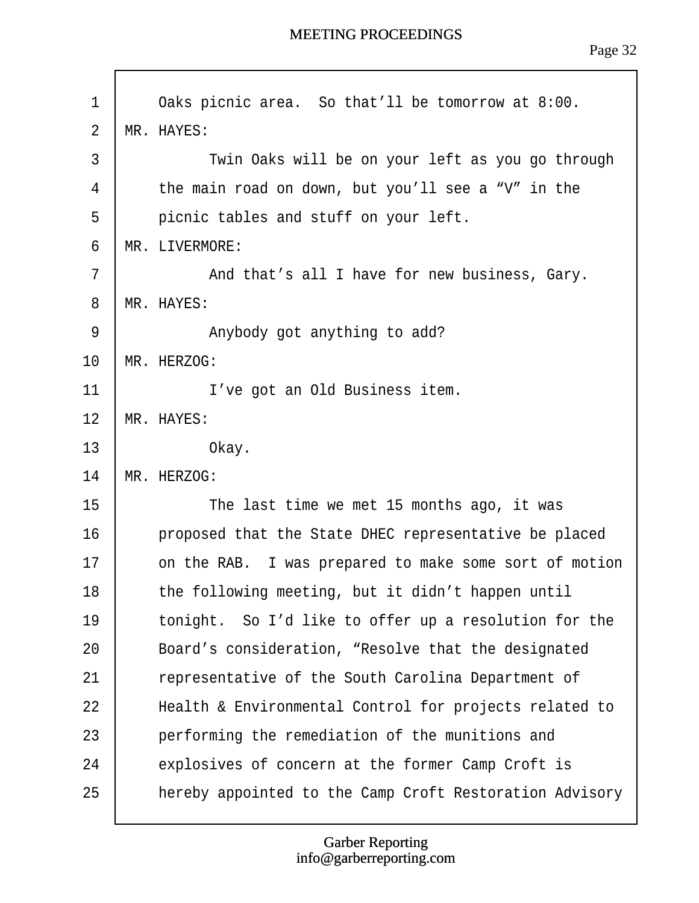Oaks picnic area. So that'll be tomorrow at 8:00.

MR. HAYES:

Twin Oaks will be on your left as you go through the main road on down, but you'll see a "V" in the picnic tables and stuff on your left.

MR. LIVERMORE:

And that's all I have for new business, Gary.

MR. HAYES:

Anybody got anything to add?

MR. HERZOG:

I've got an Old Business item.

MR. HAYES:

Okay.

MR. HERZOG:

The last time we met 15 months ago, it was proposed that the State DHEC representative be placed on the RAB. I was prepared to make some sort of motion the following meeting, but it didn't happen until tonight. So I'd like to offer up a resolution for the Board's consideration, "Resolve that the designated representative of the South Carolina Department of Health & Environmental Control for projects related to performing the remediation of the munitions and explosives of concern at the former Camp Croft is hereby appointed to the Camp Croft Restoration Advisory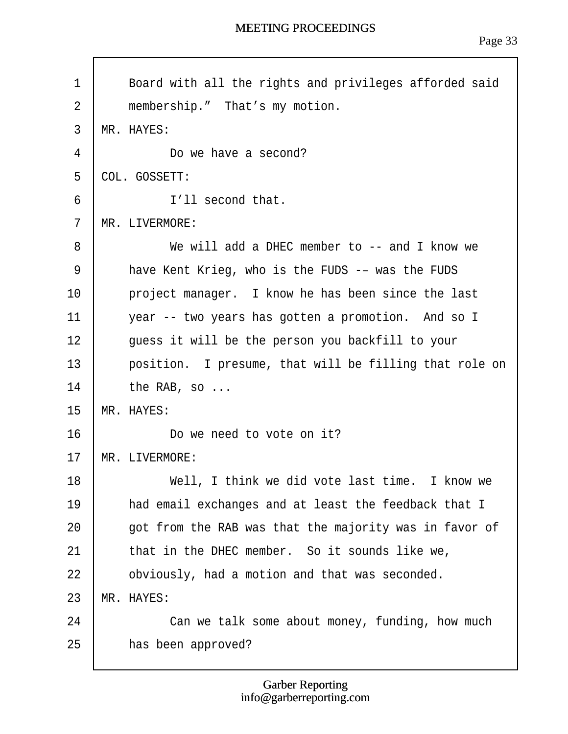Board with all the rights and privileges afforded said membership." That's my motion.

MR. HAYES:

Do we have a second?

COL. GOSSETT:

I'll second that.

MR. LIVERMORE:

We will add a DHEC member to -- and I know we have Kent Krieg, who is the FUDS -– was the FUDS project manager. I know he has been since the last year -- two years has gotten a promotion. And so I guess it will be the person you backfill to your position. I presume, that will be filling that role on the RAB, so ...

MR. HAYES:

Do we need to vote on it?

MR. LIVERMORE:

Well, I think we did vote last time. I know we had email exchanges and at least the feedback that I got from the RAB was that the majority was in favor of that in the DHEC member. So it sounds like we, obviously, had a motion and that was seconded.

MR. HAYES:

Can we talk some about money, funding, how much has been approved?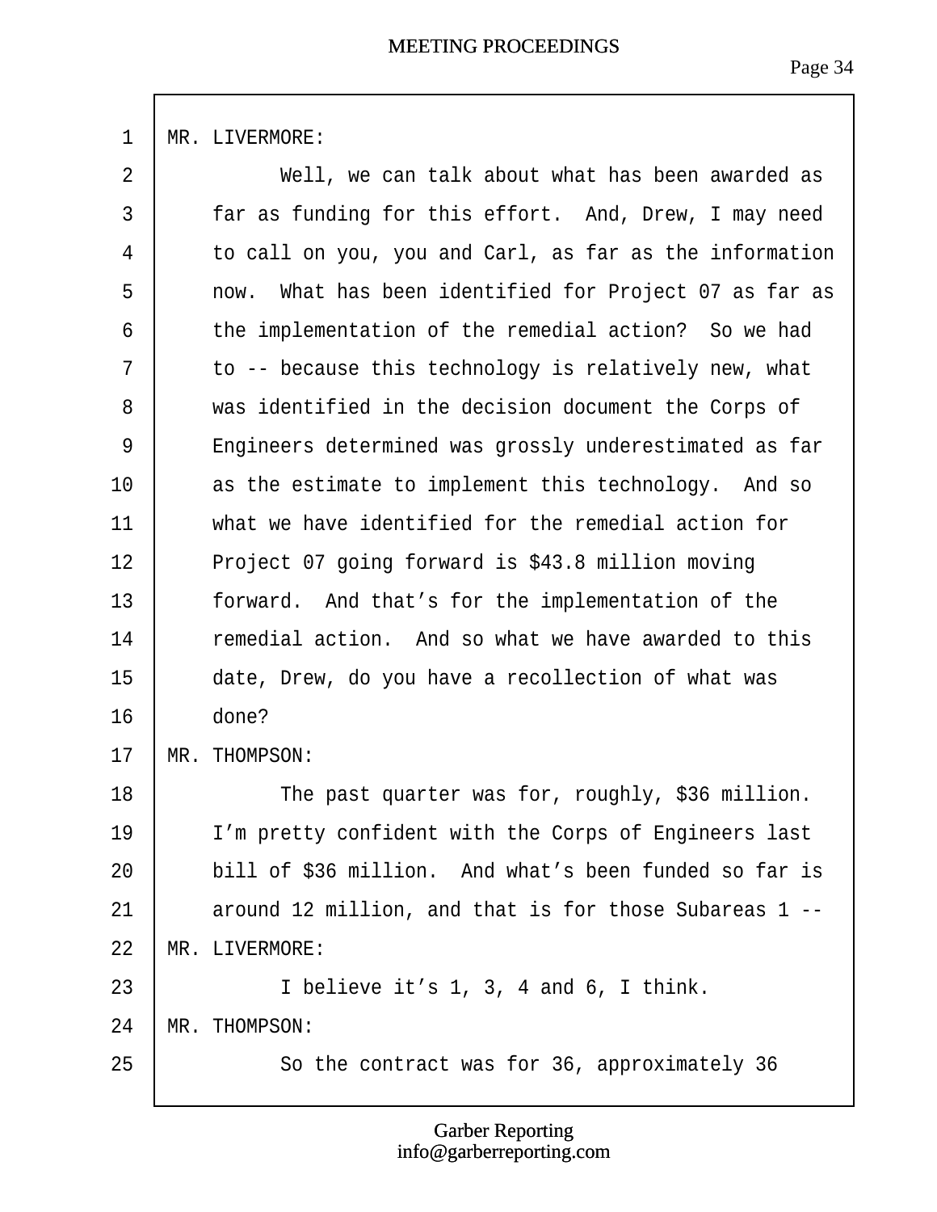MR. LIVERMORE:

Well, we can talk about what has been awarded as far as funding for this effort. And, Drew, I may need to call on you, you and Carl, as far as the information now. What has been identified for Project 07 as far as the implementation of the remedial action? So we had to -- because this technology is relatively new, what was identified in the decision document the Corps of Engineers determined was grossly underestimated as far as the estimate to implement this technology. And so what we have identified for the remedial action for Project 07 going forward is $43.8 million moving forward. And that's for the implementation of the remedial action. And so what we have awarded to this date, Drew, do you have a recollection of what was done?

MR. THOMPSON:

The past quarter was for, roughly, $36 million. I'm pretty confident with the Corps of Engineers last bill of $36 million. And what's been funded so far is around 12 million, and that is for those Subareas 1 --

MR. LIVERMORE:

I believe it's 1, 3, 4 and 6, I think.

MR. THOMPSON:

So the contract was for 36, approximately 36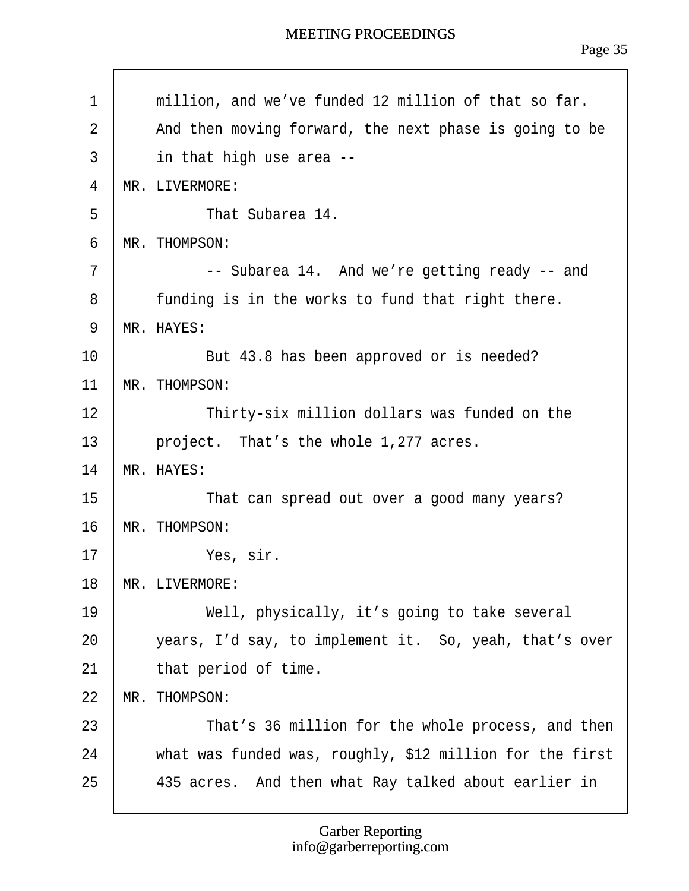million, and we've funded 12 million of that so far. And then moving forward, the next phase is going to be in that high use area --

MR. LIVERMORE:

That Subarea 14.

MR. THOMPSON:

-- Subarea 14. And we're getting ready -- and funding is in the works to fund that right there.

MR. HAYES:

But 43.8 has been approved or is needed?

MR. THOMPSON:

Thirty-six million dollars was funded on the project. That's the whole 1,277 acres.

MR. HAYES:

That can spread out over a good many years?

MR. THOMPSON:

Yes, sir.

MR. LIVERMORE:

Well, physically, it's going to take several years, I'd say, to implement it. So, yeah, that's over that period of time.

MR. THOMPSON:

That's 36 million for the whole process, and then what was funded was, roughly, $12 million for the first 435 acres. And then what Ray talked about earlier in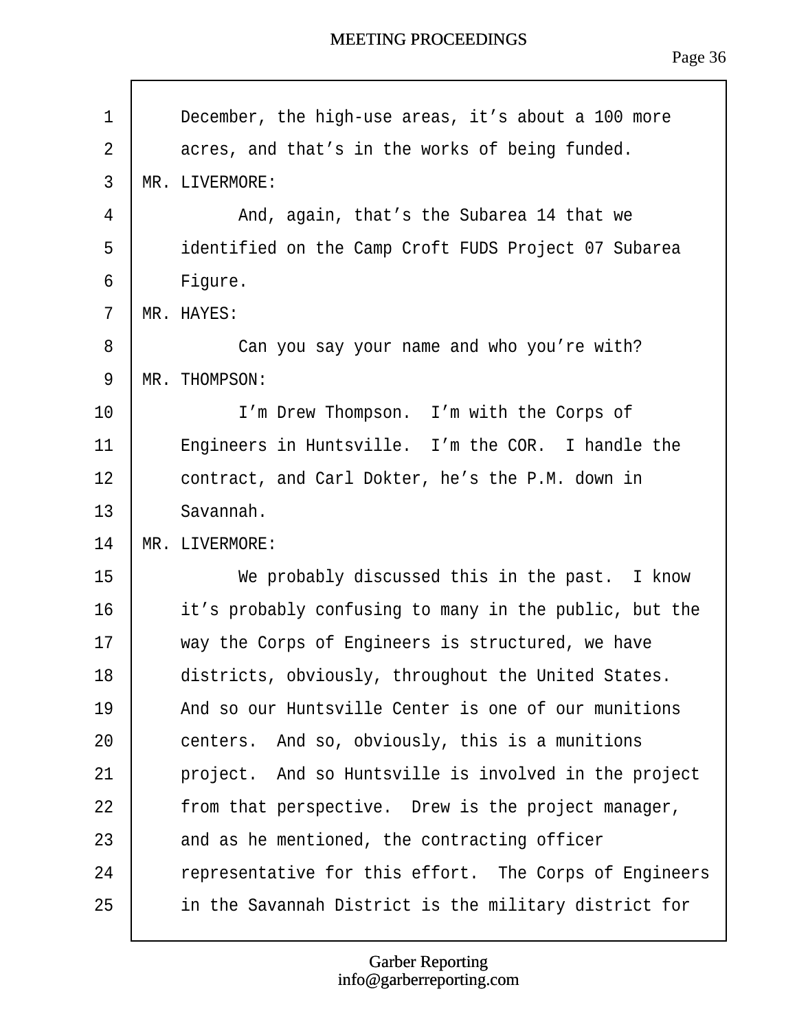December, the high-use areas, it’s about a 100 more acres, and that’s in the works of being funded.

MR. LIVERMORE:

And, again, that’s the Subarea 14 that we identified on the Camp Croft FUDS Project 07 Subarea Figure.

MR. HAYES:

Can you say your name and who you’re with?

MR. THOMPSON:

I’m Drew Thompson.  I’m with the Corps of Engineers in Huntsville.  I’m the COR.  I handle the contract, and Carl Dokter, he’s the P.M. down in Savannah.

MR. LIVERMORE:

We probably discussed this in the past.  I know it’s probably confusing to many in the public, but the way the Corps of Engineers is structured, we have districts, obviously, throughout the United States. And so our Huntsville Center is one of our munitions centers.  And so, obviously, this is a munitions project.  And so Huntsville is involved in the project from that perspective.  Drew is the project manager, and as he mentioned, the contracting officer representative for this effort.  The Corps of Engineers in the Savannah District is the military district for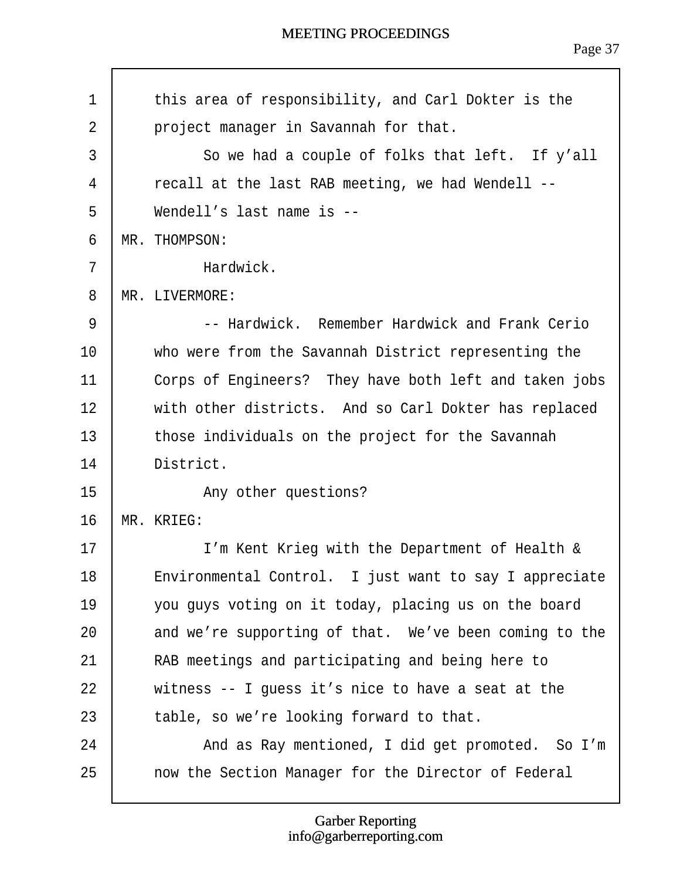this area of responsibility, and Carl Dokter is the project manager in Savannah for that.

So we had a couple of folks that left. If y'all recall at the last RAB meeting, we had Wendell -- Wendell's last name is --

MR. THOMPSON:

Hardwick.

MR. LIVERMORE:

-- Hardwick. Remember Hardwick and Frank Cerio who were from the Savannah District representing the Corps of Engineers? They have both left and taken jobs with other districts. And so Carl Dokter has replaced those individuals on the project for the Savannah District.

Any other questions?

MR. KRIEG:

I'm Kent Krieg with the Department of Health & Environmental Control. I just want to say I appreciate you guys voting on it today, placing us on the board and we're supporting of that. We've been coming to the RAB meetings and participating and being here to witness -- I guess it's nice to have a seat at the table, so we're looking forward to that.

And as Ray mentioned, I did get promoted. So I'm now the Section Manager for the Director of Federal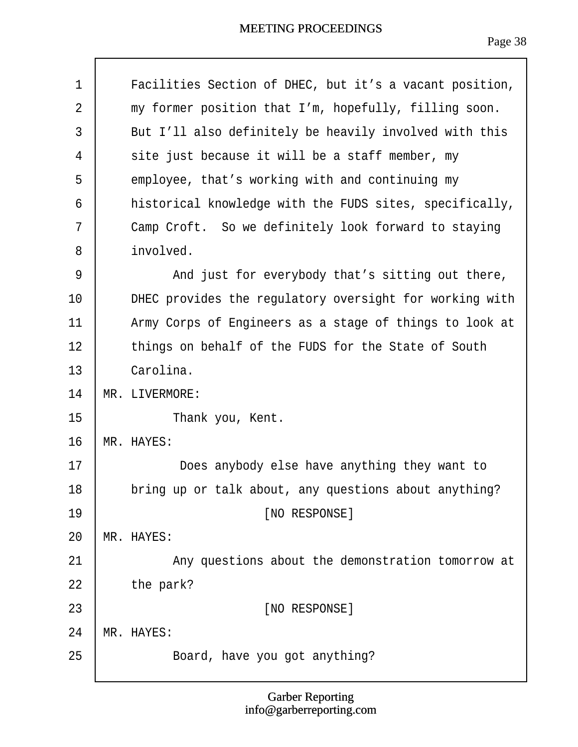Facilities Section of DHEC, but it’s a vacant position, my former position that I’m, hopefully, filling soon. But I’ll also definitely be heavily involved with this site just because it will be a staff member, my employee, that’s working with and continuing my historical knowledge with the FUDS sites, specifically, Camp Croft. So we definitely look forward to staying involved.

And just for everybody that’s sitting out there, DHEC provides the regulatory oversight for working with Army Corps of Engineers as a stage of things to look at things on behalf of the FUDS for the State of South Carolina.

MR. LIVERMORE:

Thank you, Kent.

MR. HAYES:

Does anybody else have anything they want to bring up or talk about, any questions about anything?

[NO RESPONSE]

MR. HAYES:

Any questions about the demonstration tomorrow at the park?

[NO RESPONSE]

MR. HAYES:

Board, have you got anything?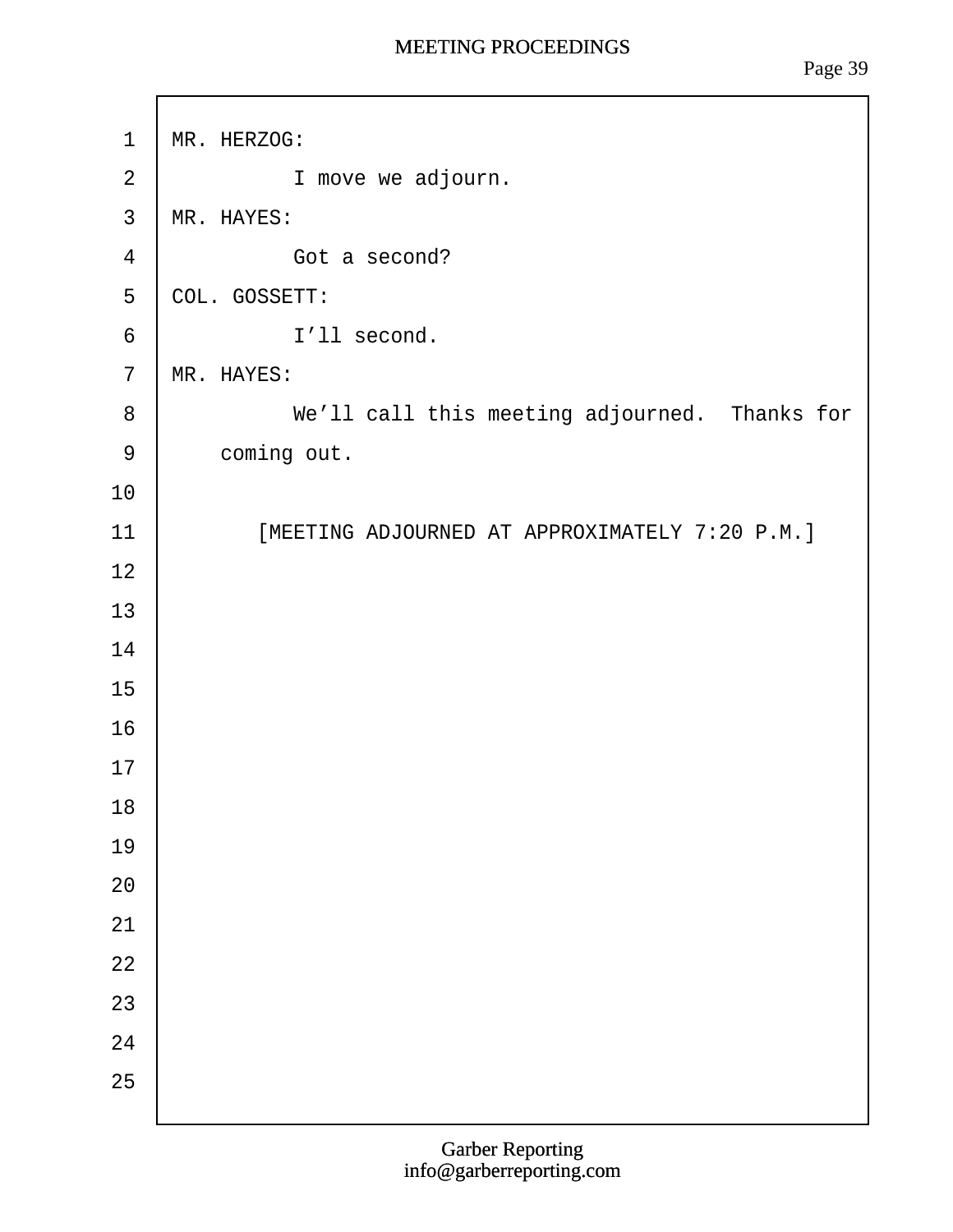MR. HERZOG:

I move we adjourn.

MR. HAYES:

Got a second?

COL. GOSSETT:

I'll second.

MR. HAYES:

We'll call this meeting adjourned. Thanks for coming out.

[MEETING ADJOURNED AT APPROXIMATELY 7:20 P.M.]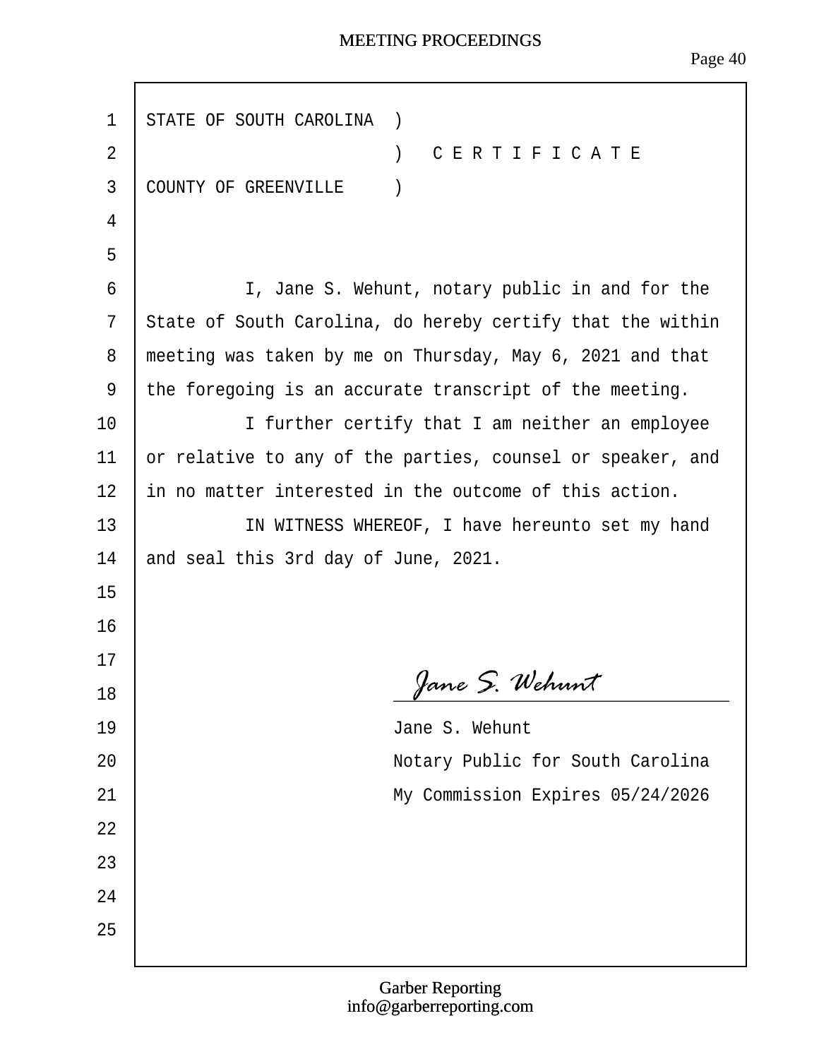STATE OF SOUTH CAROLINA )
) C E R T I F I C A T E
COUNTY OF GREENVILLE )

I, Jane S. Wehunt, notary public in and for the State of South Carolina, do hereby certify that the within meeting was taken by me on Thursday, May 6, 2021 and that the foregoing is an accurate transcript of the meeting.

I further certify that I am neither an employee or relative to any of the parties, counsel or speaker, and in no matter interested in the outcome of this action.

IN WITNESS WHEREOF, I have hereunto set my hand and seal this 3rd day of June, 2021.

*Jane S. Wehunt*

Jane S. Wehunt
Notary Public for South Carolina
My Commission Expires 05/24/2026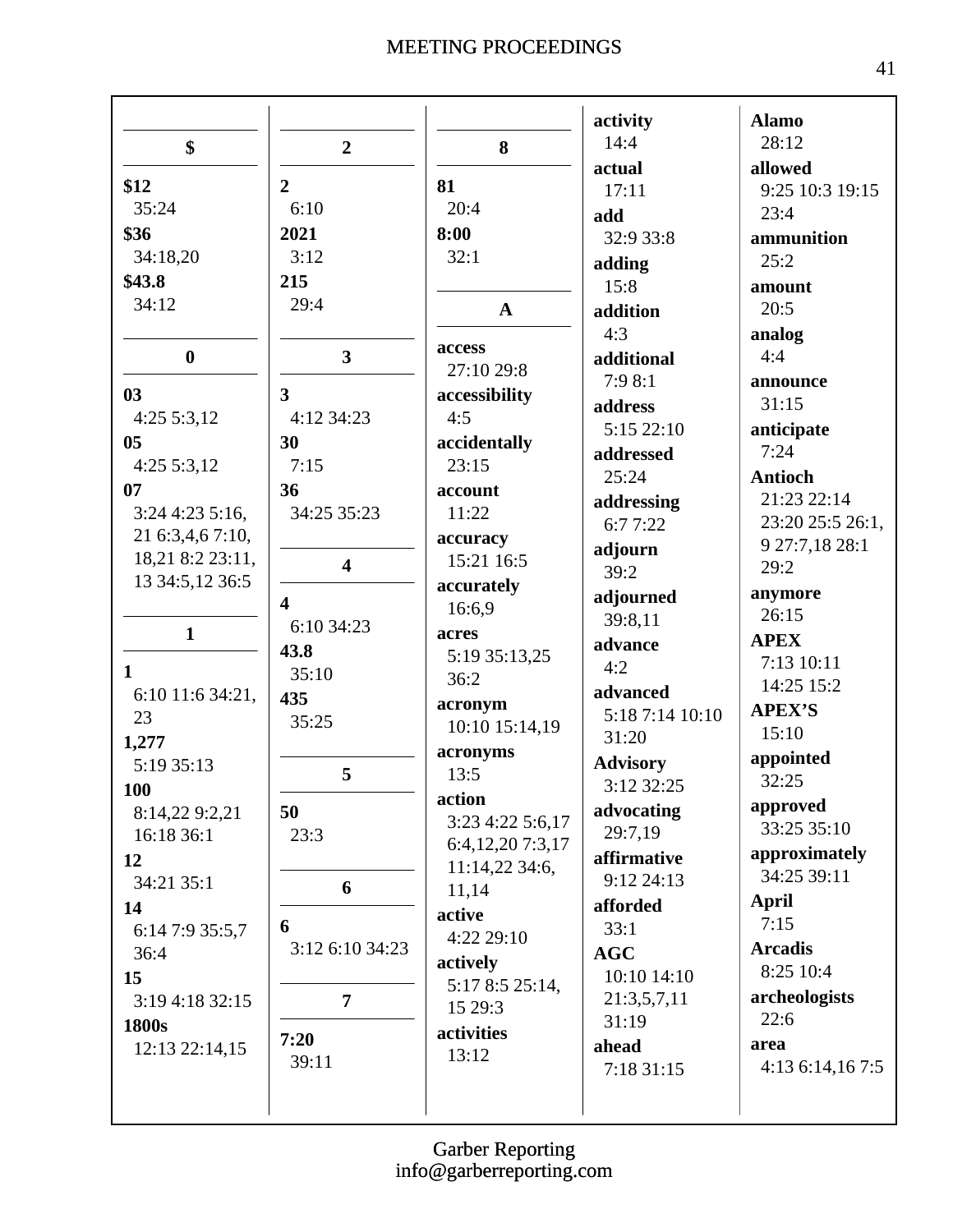**$**

**$12**
35:24

**$36**
34:18,20

**$43.8**
34:12

**0**

**03**
4:25 5:3,12

**05**
4:25 5:3,12

**07**
3:24 4:23 5:16, 21 6:3,4,6 7:10, 18,21 8:2 23:11, 13 34:5,12 36:5

**1**

**1**
6:10 11:6 34:21, 23

**1,277**
5:19 35:13

**100**
8:14,22 9:2,21 16:18 36:1

**12**
34:21 35:1

**14**
6:14 7:9 35:5,7 36:4

**15**
3:19 4:18 32:15

**1800s**
12:13 22:14,15

**2**

**2**
6:10

**2021**
3:12

**215**
29:4

**3**

**3**
4:12 34:23

**30**
7:15

**36**
34:25 35:23

**4**

**4**
6:10 34:23

**43.8**
35:10

**435**
35:25

**5**

**50**
23:3

**6**

**6**
3:12 6:10 34:23

**7**

**7:20**
39:11

**8**

**81**
20:4

**8:00**
32:1

**A**

**access**
27:10 29:8

**accessibility**
4:5

**accidentally**
23:15

**account**
11:22

**accuracy**
15:21 16:5

**accurately**
16:6,9

**acres**
5:19 35:13,25 36:2

**acronym**
10:10 15:14,19

**acronyms**
13:5

**action**
3:23 4:22 5:6,17 6:4,12,20 7:3,17 11:14,22 34:6, 11,14

**active**
4:22 29:10

**actively**
5:17 8:5 25:14, 15 29:3

**activities**
13:12

**activity**
14:4

**actual**
17:11

**add**
32:9 33:8

**adding**
15:8

**addition**
4:3

**additional**
7:9 8:1

**address**
5:15 22:10

**addressed**
25:24

**addressing**
6:7 7:22

**adjourn**
39:2

**adjourned**
39:8,11

**advance**
4:2

**advanced**
5:18 7:14 10:10 31:20

**Advisory**
3:12 32:25

**advocating**
29:7,19

**affirmative**
9:12 24:13

**afforded**
33:1

**AGC**
10:10 14:10 21:3,5,7,11 31:19

**ahead**
7:18 31:15

**Alamo**
28:12

**allowed**
9:25 10:3 19:15 23:4

**ammunition**
25:2

**amount**
20:5

**analog**
4:4

**announce**
31:15

**anticipate**
7:24

**Antioch**
21:23 22:14 23:20 25:5 26:1, 9 27:7,18 28:1 29:2

**anymore**
26:15

**APEX**
7:13 10:11 14:25 15:2

**APEX'S**
15:10

**appointed**
32:25

**approved**
33:25 35:10

**approximately**
34:25 39:11

**April**
7:15

**Arcadis**
8:25 10:4

**archeologists**
22:6

**area**
4:13 6:14,16 7:5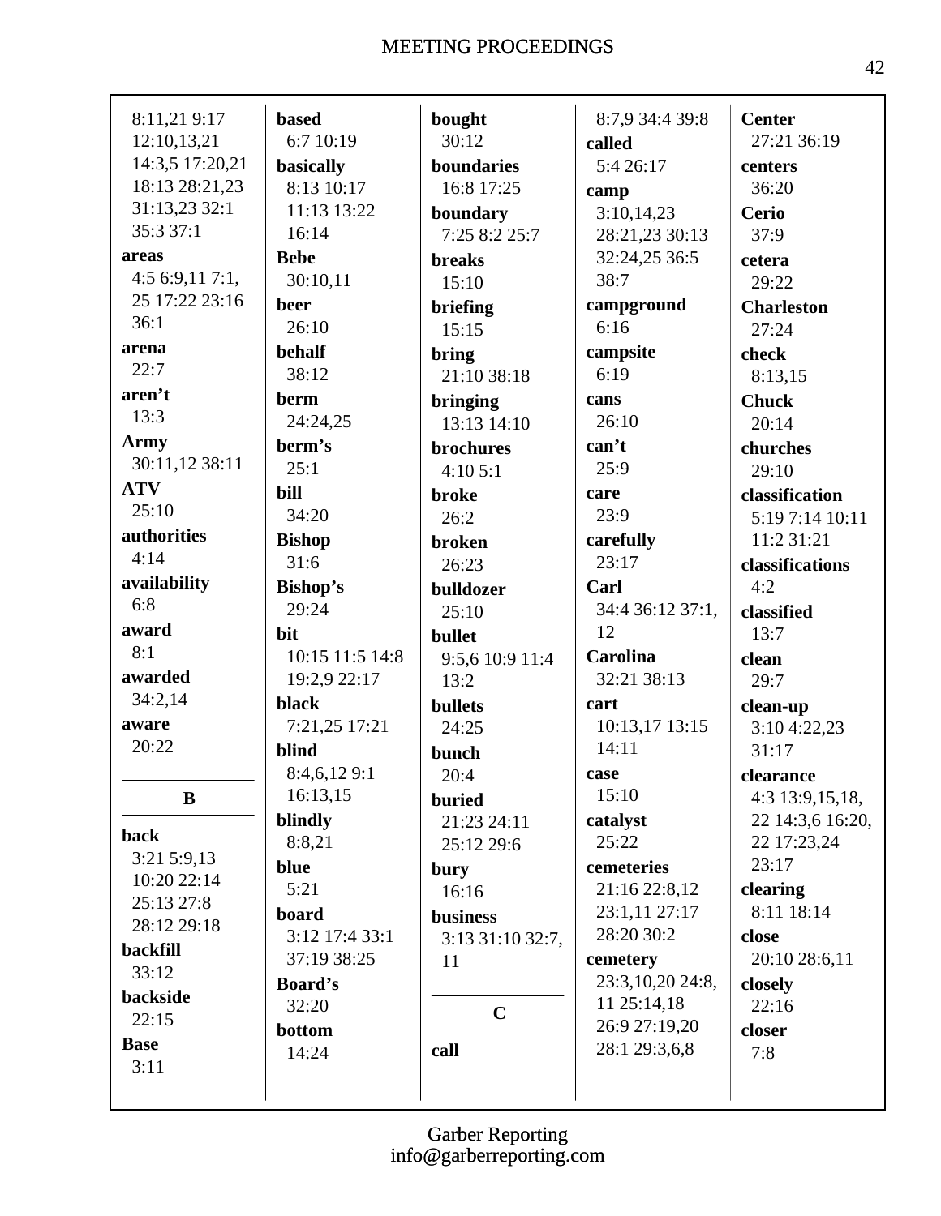8:11,21 9:17 12:10,13,21 14:3,5 17:20,21 18:13 28:21,23 31:13,23 32:1 35:3 37:1

**areas**
4:5 6:9,11 7:1, 25 17:22 23:16 36:1

**arena**
22:7

**aren't**
13:3

**Army**
30:11,12 38:11

**ATV**
25:10

**authorities**
4:14

**availability**
6:8

**award**
8:1

**awarded**
34:2,14

**aware**
20:22

## B

**back**
3:21 5:9,13 10:20 22:14 25:13 27:8 28:12 29:18

**backfill**
33:12

**backside**
22:15

**Base**
3:11

**based**
6:7 10:19

**basically**
8:13 10:17 11:13 13:22 16:14

**Bebe**
30:10,11

**beer**
26:10

**behalf**
38:12

**berm**
24:24,25

**berm's**
25:1

**bill**
34:20

**Bishop**
31:6

**Bishop's**
29:24

**bit**
10:15 11:5 14:8 19:2,9 22:17

**black**
7:21,25 17:21

**blind**
8:4,6,12 9:1 16:13,15

**blindly**
8:8,21

**blue**
5:21

**board**
3:12 17:4 33:1 37:19 38:25

**Board's**
32:20

**bottom**
14:24

**bought**
30:12

**boundaries**
16:8 17:25

**boundary**
7:25 8:2 25:7

**breaks**
15:10

**briefing**
15:15

**bring**
21:10 38:18

**bringing**
13:13 14:10

**brochures**
4:10 5:1

**broke**
26:2

**broken**
26:23

**bulldozer**
25:10

**bullet**
9:5,6 10:9 11:4 13:2

**bullets**
24:25

**bunch**
20:4

**buried**
21:23 24:11 25:12 29:6

**bury**
16:16

**business**
3:13 31:10 32:7, 11

## C

**call**
8:7,9 34:4 39:8

**called**
5:4 26:17

**camp**
3:10,14,23 28:21,23 30:13 32:24,25 36:5 38:7

**campground**
6:16

**campsite**
6:19

**cans**
26:10

**can't**
25:9

**care**
23:9

**carefully**
23:17

**Carl**
34:4 36:12 37:1, 12

**Carolina**
32:21 38:13

**cart**
10:13,17 13:15 14:11

**case**
15:10

**catalyst**
25:22

**cemeteries**
21:16 22:8,12 23:1,11 27:17 28:20 30:2

**cemetery**
23:3,10,20 24:8, 11 25:14,18 26:9 27:19,20 28:1 29:3,6,8

**Center**
27:21 36:19

**centers**
36:20

**Cerio**
37:9

**cetera**
29:22

**Charleston**
27:24

**check**
8:13,15

**Chuck**
20:14

**churches**
29:10

**classification**
5:19 7:14 10:11 11:2 31:21

**classifications**
4:2

**classified**
13:7

**clean**
29:7

**clean-up**
3:10 4:22,23 31:17

**clearance**
4:3 13:9,15,18, 22 14:3,6 16:20, 22 17:23,24 23:17

**clearing**
8:11 18:14

**close**
20:10 28:6,11

**closely**
22:16

**closer**
7:8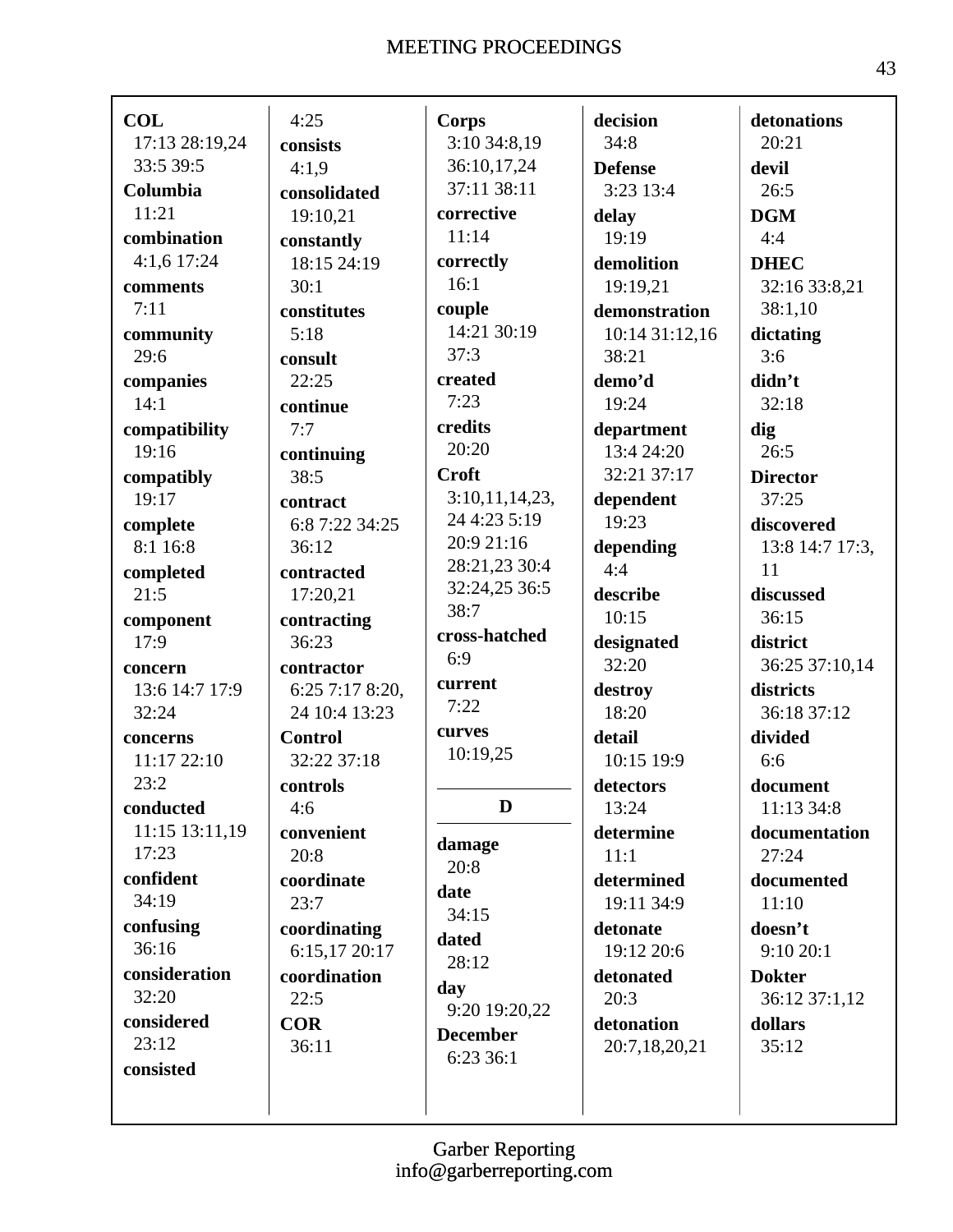**COL**
17:13 28:19,24
33:5 39:5

**Columbia**
11:21

**combination**
4:1,6 17:24

**comments**
7:11

**community**
29:6

**companies**
14:1

**compatibility**
19:16

**compatibly**
19:17

**complete**
8:1 16:8

**completed**
21:5

**component**
17:9

**concern**
13:6 14:7 17:9
32:24

**concerns**
11:17 22:10
23:2

**conducted**
11:15 13:11,19
17:23

**confident**
34:19

**confusing**
36:16

**consideration**
32:20

**considered**
23:12

**consisted**
4:25

**consists**
4:1,9

**consolidated**
19:10,21

**constantly**
18:15 24:19
30:1

**constitutes**
5:18

**consult**
22:25

**continue**
7:7

**continuing**
38:5

**contract**
6:8 7:22 34:25
36:12

**contracted**
17:20,21

**contracting**
36:23

**contractor**
6:25 7:17 8:20,
24 10:4 13:23

**Control**
32:22 37:18

**controls**
4:6

**convenient**
20:8

**coordinate**
23:7

**coordinating**
6:15,17 20:17

**coordination**
22:5

**COR**
36:11

**Corps**
3:10 34:8,19
36:10,17,24
37:11 38:11

**corrective**
11:14

**correctly**
16:1

**couple**
14:21 30:19
37:3

**created**
7:23

**credits**
20:20

**Croft**
3:10,11,14,23,
24 4:23 5:19
20:9 21:16
28:21,23 30:4
32:24,25 36:5
38:7

**cross-hatched**
6:9

**current**
7:22

**curves**
10:19,25

**D**

**damage**
20:8

**date**
34:15

**dated**
28:12

**day**
9:20 19:20,22

**December**
6:23 36:1

**decision**
34:8

**Defense**
3:23 13:4

**delay**
19:19

**demolition**
19:19,21

**demonstration**
10:14 31:12,16
38:21

**demo'd**
19:24

**department**
13:4 24:20
32:21 37:17

**dependent**
19:23

**depending**
4:4

**describe**
10:15

**designated**
32:20

**destroy**
18:20

**detail**
10:15 19:9

**detectors**
13:24

**determine**
11:1

**determined**
19:11 34:9

**detonate**
19:12 20:6

**detonated**
20:3

**detonation**
20:7,18,20,21

**detonations**
20:21

**devil**
26:5

**DGM**
4:4

**DHEC**
32:16 33:8,21
38:1,10

**dictating**
3:6

**didn't**
32:18

**dig**
26:5

**Director**
37:25

**discovered**
13:8 14:7 17:3,
11

**discussed**
36:15

**district**
36:25 37:10,14

**districts**
36:18 37:12

**divided**
6:6

**document**
11:13 34:8

**documentation**
27:24

**documented**
11:10

**doesn't**
9:10 20:1

**Dokter**
36:12 37:1,12

**dollars**
35:12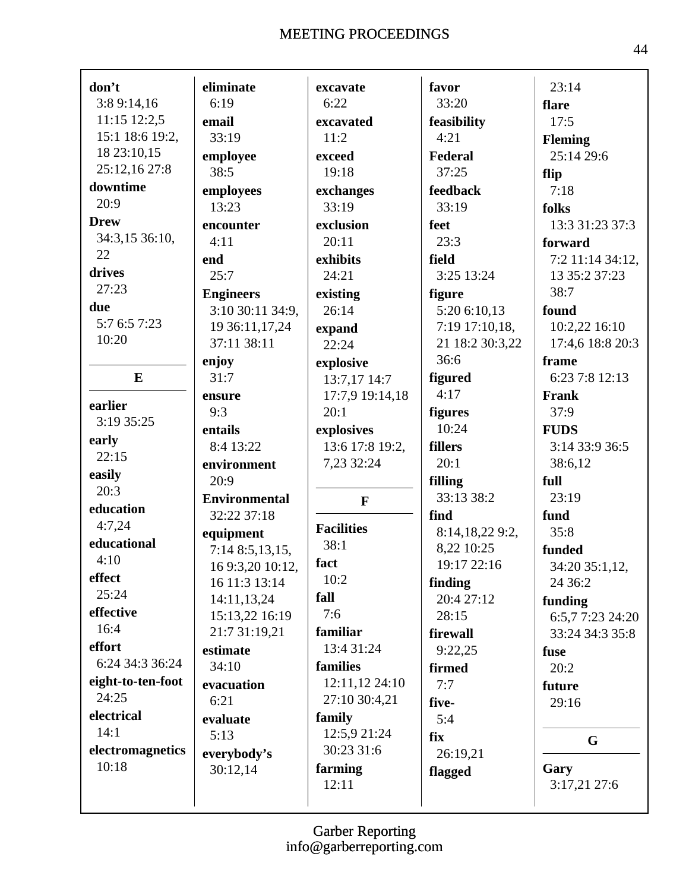**don’t**
3:8 9:14,16 11:15 12:2,5 15:1 18:6 19:2, 18 23:10,15 25:12,16 27:8

**downtime**
20:9

**Drew**
34:3,15 36:10, 22

**drives**
27:23

**due**
5:7 6:5 7:23 10:20

## E

**earlier**
3:19 35:25

**early**
22:15

**easily**
20:3

**education**
4:7,24

**educational**
4:10

**effect**
25:24

**effective**
16:4

**effort**
6:24 34:3 36:24

**eight-to-ten-foot**
24:25

**electrical**
14:1

**electromagnetics**
10:18

**eliminate**
6:19

**email**
33:19

**employee**
38:5

**employees**
13:23

**encounter**
4:11

**end**
25:7

**Engineers**
3:10 30:11 34:9, 19 36:11,17,24 37:11 38:11

**enjoy**
31:7

**ensure**
9:3

**entails**
8:4 13:22

**environment**
20:9

**Environmental**
32:22 37:18

**equipment**
7:14 8:5,13,15, 16 9:3,20 10:12, 16 11:3 13:14 14:11,13,24 15:13,22 16:19 21:7 31:19,21

**estimate**
34:10

**evacuation**
6:21

**evaluate**
5:13

**everybody’s**
30:12,14

**excavate**
6:22

**excavated**
11:2

**exceed**
19:18

**exchanges**
33:19

**exclusion**
20:11

**exhibits**
24:21

**existing**
26:14

**expand**
22:24

**explosive**
13:7,17 14:7 17:7,9 19:14,18 20:1

**explosives**
13:6 17:8 19:2, 7,23 32:24

## F

**Facilities**
38:1

**fact**
10:2

**fall**
7:6

**familiar**
13:4 31:24

**families**
12:11,12 24:10 27:10 30:4,21

**family**
12:5,9 21:24 30:23 31:6

**farming**
12:11

**favor**
33:20

**feasibility**
4:21

**Federal**
37:25

**feedback**
33:19

**feet**
23:3

**field**
3:25 13:24

**figure**
5:20 6:10,13 7:19 17:10,18, 21 18:2 30:3,22 36:6

**figured**
4:17

**figures**
10:24

**fillers**
20:1

**filling**
33:13 38:2

**find**
8:14,18,22 9:2, 8,22 10:25 19:17 22:16

**finding**
20:4 27:12 28:15

**firewall**
9:22,25

**firmed**
7:7

**five-**
5:4

**fix**
26:19,21

**flagged**
23:14

**flare**
17:5

**Fleming**
25:14 29:6

**flip**
7:18

**folks**
13:3 31:23 37:3

**forward**
7:2 11:14 34:12, 13 35:2 37:23 38:7

**found**
10:2,22 16:10 17:4,6 18:8 20:3

**frame**
6:23 7:8 12:13

**Frank**
37:9

**FUDS**
3:14 33:9 36:5 38:6,12

**full**
23:19

**fund**
35:8

**funded**
34:20 35:1,12, 24 36:2

**funding**
6:5,7 7:23 24:20 33:24 34:3 35:8

**fuse**
20:2

**future**
29:16

## G

**Gary**
3:17,21 27:6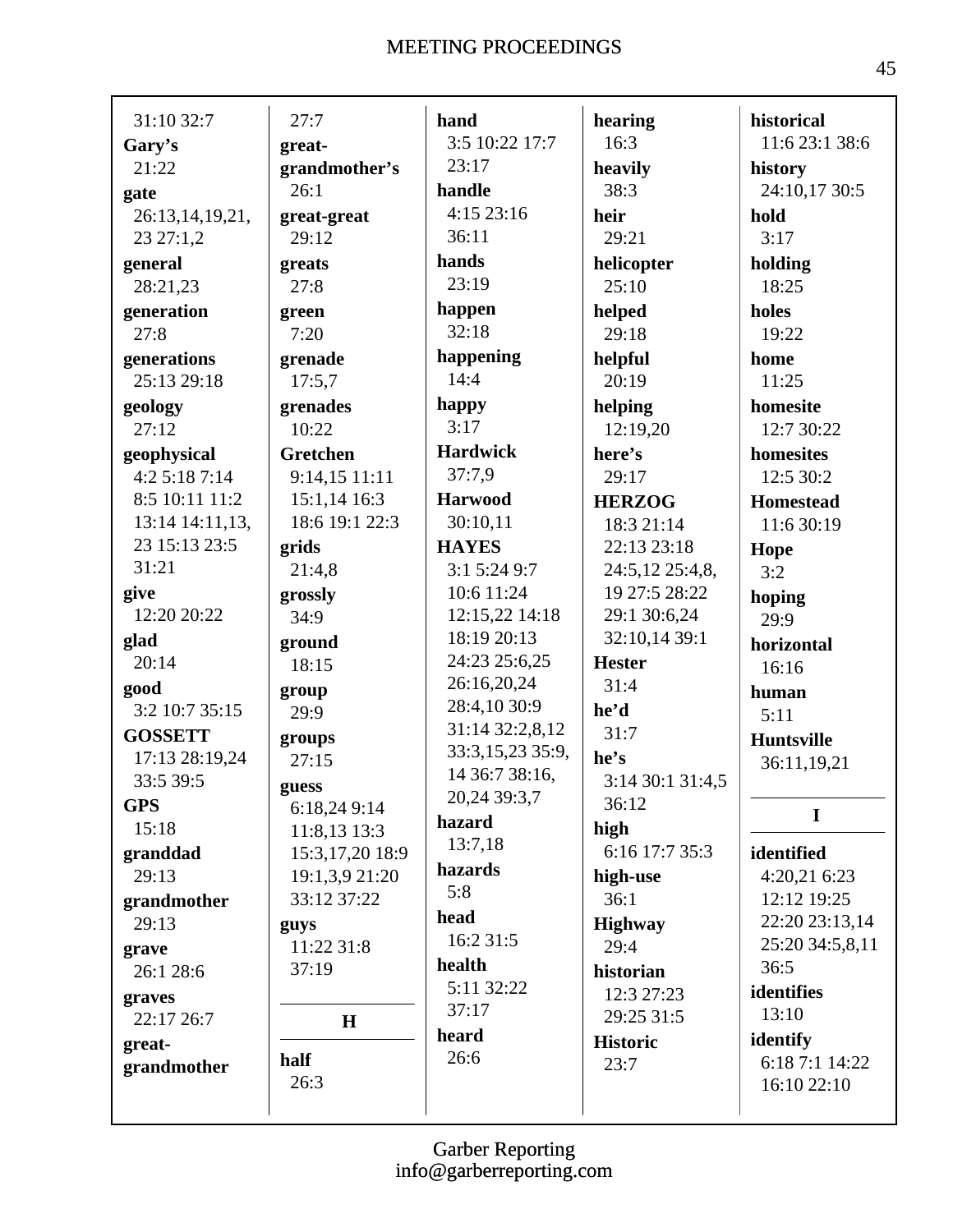31:10 32:7
**Gary's**
21:22
**gate**
26:13,14,19,21, 23 27:1,2
**general**
28:21,23
**generation**
27:8
**generations**
25:13 29:18
**geology**
27:12
**geophysical**
4:2 5:18 7:14 8:5 10:11 11:2 13:14 14:11,13, 23 15:13 23:5 31:21
**give**
12:20 20:22
**glad**
20:14
**good**
3:2 10:7 35:15
**GOSSETT**
17:13 28:19,24 33:5 39:5
**GPS**
15:18
**granddad**
29:13
**grandmother**
29:13
**grave**
26:1 28:6
**graves**
22:17 26:7
**great-grandmother**
27:7
**great-grandmother's**
26:1
**great-great**
29:12
**greats**
27:8
**green**
7:20
**grenade**
17:5,7
**grenades**
10:22
**Gretchen**
9:14,15 11:11 15:1,14 16:3 18:6 19:1 22:3
**grids**
21:4,8
**grossly**
34:9
**ground**
18:15
**group**
29:9
**groups**
27:15
**guess**
6:18,24 9:14 11:8,13 13:3 15:3,17,20 18:9 19:1,3,9 21:20 33:12 37:22
**guys**
11:22 31:8 37:19

**H**

**half**
26:3
**hand**
3:5 10:22 17:7 23:17
**handle**
4:15 23:16 36:11
**hands**
23:19
**happen**
32:18
**happening**
14:4
**happy**
3:17
**Hardwick**
37:7,9
**Harwood**
30:10,11
**HAYES**
3:1 5:24 9:7 10:6 11:24 12:15,22 14:18 18:19 20:13 24:23 25:6,25 26:16,20,24 28:4,10 30:9 31:14 32:2,8,12 33:3,15,23 35:9, 14 36:7 38:16, 20,24 39:3,7
**hazard**
13:7,18
**hazards**
5:8
**head**
16:2 31:5
**health**
5:11 32:22 37:17
**heard**
26:6
**hearing**
16:3
**heavily**
38:3
**heir**
29:21
**helicopter**
25:10
**helped**
29:18
**helpful**
20:19
**helping**
12:19,20
**here's**
29:17
**HERZOG**
18:3 21:14 22:13 23:18 24:5,12 25:4,8, 19 27:5 28:22 29:1 30:6,24 32:10,14 39:1
**Hester**
31:4
**he'd**
31:7
**he's**
3:14 30:1 31:4,5 36:12
**high**
6:16 17:7 35:3
**high-use**
36:1
**Highway**
29:4
**historian**
12:3 27:23 29:25 31:5
**Historic**
23:7
**historical**
11:6 23:1 38:6
**history**
24:10,17 30:5
**hold**
3:17
**holding**
18:25
**holes**
19:22
**home**
11:25
**homesite**
12:7 30:22
**homesites**
12:5 30:2
**Homestead**
11:6 30:19
**Hope**
3:2
**hoping**
29:9
**horizontal**
16:16
**human**
5:11
**Huntsville**
36:11,19,21

**I**

**identified**
4:20,21 6:23 12:12 19:25 22:20 23:13,14 25:20 34:5,8,11 36:5
**identifies**
13:10
**identify**
6:18 7:1 14:22 16:10 22:10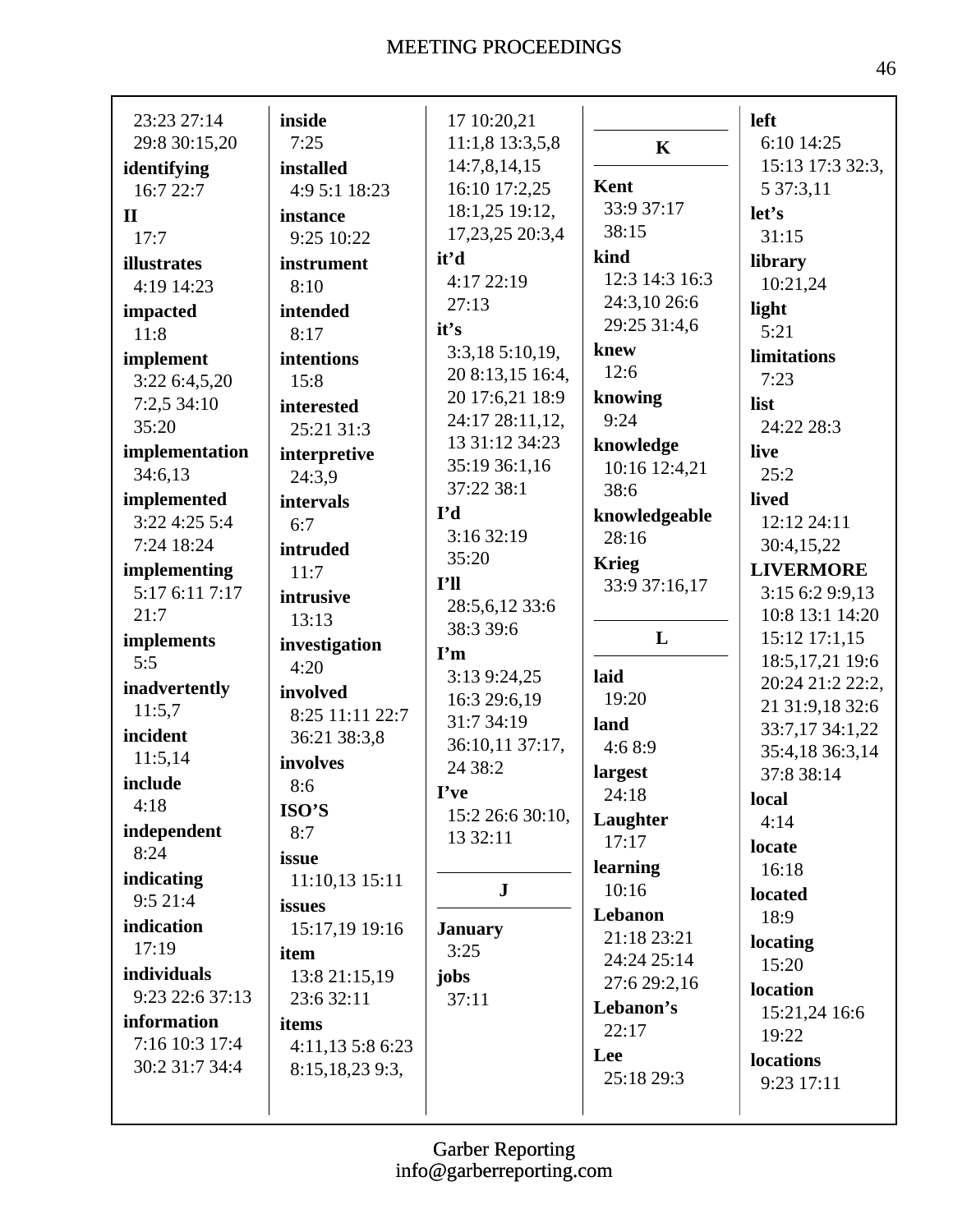23:23 27:14 29:8 30:15,20

**identifying**
16:7 22:7

**II**
17:7

**illustrates**
4:19 14:23

**impacted**
11:8

**implement**
3:22 6:4,5,20 7:2,5 34:10 35:20

**implementation**
34:6,13

**implemented**
3:22 4:25 5:4 7:24 18:24

**implementing**
5:17 6:11 7:17 21:7

**implements**
5:5

**inadvertently**
11:5,7

**incident**
11:5,14

**include**
4:18

**independent**
8:24

**indicating**
9:5 21:4

**indication**
17:19

**individuals**
9:23 22:6 37:13

**information**
7:16 10:3 17:4 30:2 31:7 34:4

**inside**
7:25

**installed**
4:9 5:1 18:23

**instance**
9:25 10:22

**instrument**
8:10

**intended**
8:17

**intentions**
15:8

**interested**
25:21 31:3

**interpretive**
24:3,9

**intervals**
6:7

**intruded**
11:7

**intrusive**
13:13

**investigation**
4:20

**involved**
8:25 11:11 22:7 36:21 38:3,8

**involves**
8:6

**ISO'S**
8:7

**issue**
11:10,13 15:11

**issues**
15:17,19 19:16

**item**
13:8 21:15,19 23:6 32:11

**items**
4:11,13 5:8 6:23 8:15,18,23 9:3, 17 10:20,21 11:1,8 13:3,5,8 14:7,8,14,15 16:10 17:2,25 18:1,25 19:12, 17,23,25 20:3,4

**it'd**
4:17 22:19 27:13

**it's**
3:3,18 5:10,19, 20 8:13,15 16:4, 20 17:6,21 18:9 24:17 28:11,12, 13 31:12 34:23 35:19 36:1,16 37:22 38:1

**I'd**
3:16 32:19 35:20

**I'll**
28:5,6,12 33:6 38:3 39:6

**I'm**
3:13 9:24,25 16:3 29:6,19 31:7 34:19 36:10,11 37:17, 24 38:2

**I've**
15:2 26:6 30:10, 13 32:11

## J

**January**
3:25

**jobs**
37:11

## K

**Kent**
33:9 37:17 38:15

**kind**
12:3 14:3 16:3 24:3,10 26:6 29:25 31:4,6

**knew**
12:6

**knowing**
9:24

**knowledge**
10:16 12:4,21 38:6

**knowledgeable**
28:16

**Krieg**
33:9 37:16,17

## L

**laid**
19:20

**land**
4:6 8:9

**largest**
24:18

**Laughter**
17:17

**learning**
10:16

**Lebanon**
21:18 23:21 24:24 25:14 27:6 29:2,16

**Lebanon's**
22:17

**Lee**
25:18 29:3

**left**
6:10 14:25 15:13 17:3 32:3, 5 37:3,11

**let's**
31:15

**library**
10:21,24

**light**
5:21

**limitations**
7:23

**list**
24:22 28:3

**live**
25:2

**lived**
12:12 24:11 30:4,15,22

**LIVERMORE**
3:15 6:2 9:9,13 10:8 13:1 14:20 15:12 17:1,15 18:5,17,21 19:6 20:24 21:2 22:2, 21 31:9,18 32:6 33:7,17 34:1,22 35:4,18 36:3,14 37:8 38:14

**local**
4:14

**locate**
16:18

**located**
18:9

**locating**
15:20

**location**
15:21,24 16:6 19:22

**locations**
9:23 17:11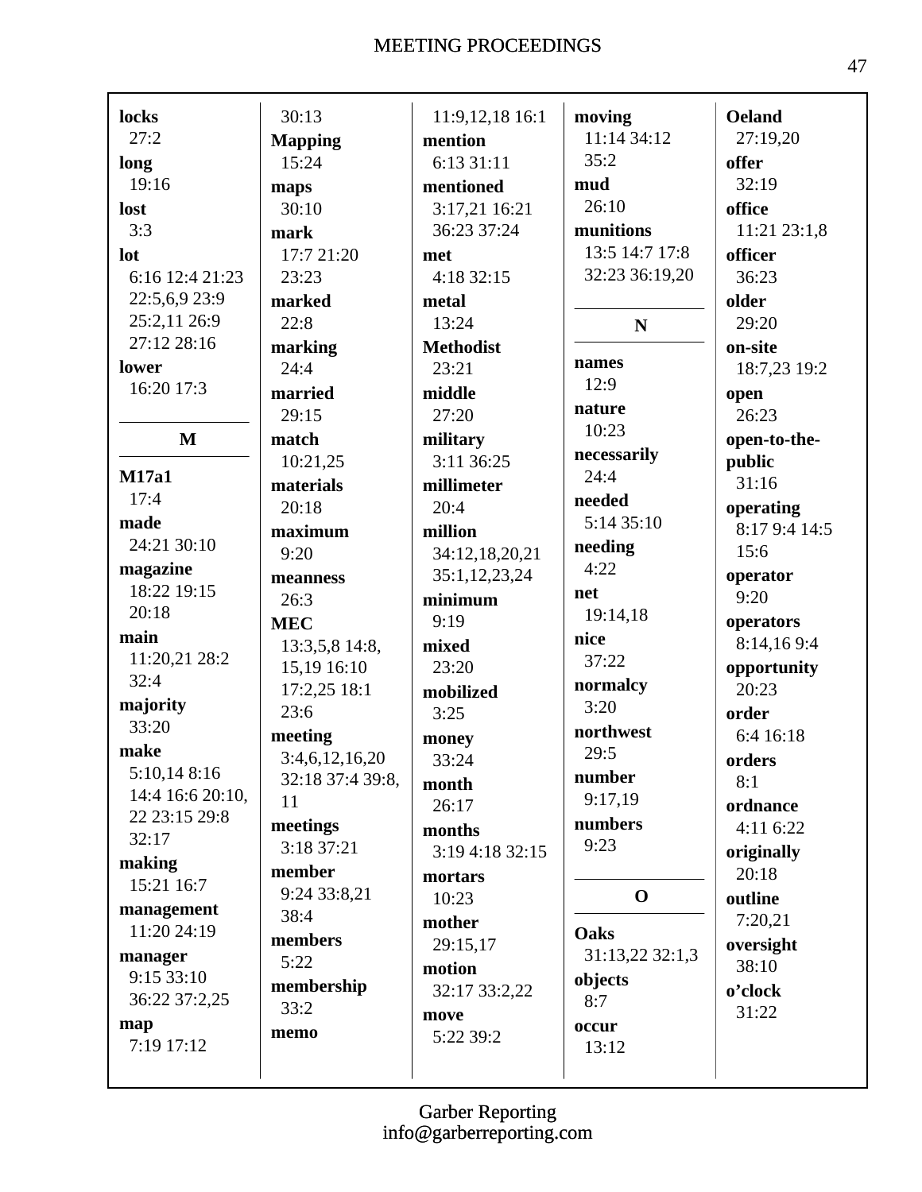**locks**
27:2
**long**
19:16
**lost**
3:3
**lot**
6:16 12:4 21:23
22:5,6,9 23:9
25:2,11 26:9
27:12 28:16
**lower**
16:20 17:3

**M**

**M17a1**
17:4
**made**
24:21 30:10
**magazine**
18:22 19:15
20:18
**main**
11:20,21 28:2
32:4
**majority**
33:20
**make**
5:10,14 8:16
14:4 16:6 20:10,
22 23:15 29:8
32:17
**making**
15:21 16:7
**management**
11:20 24:19
**manager**
9:15 33:10
36:22 37:2,25
**map**
7:19 17:12
30:13
**Mapping**
15:24
**maps**
30:10
**mark**
17:7 21:20
23:23
**marked**
22:8
**marking**
24:4
**married**
29:15
**match**
10:21,25
**materials**
20:18
**maximum**
9:20
**meanness**
26:3
**MEC**
13:3,5,8 14:8,
15,19 16:10
17:2,25 18:1
23:6
**meeting**
3:4,6,12,16,20
32:18 37:4 39:8,
11
**meetings**
3:18 37:21
**member**
9:24 33:8,21
38:4
**members**
5:22
**membership**
33:2
**memo**
11:9,12,18 16:1
**mention**
6:13 31:11
**mentioned**
3:17,21 16:21
36:23 37:24
**met**
4:18 32:15
**metal**
13:24
**Methodist**
23:21
**middle**
27:20
**military**
3:11 36:25
**millimeter**
20:4
**million**
34:12,18,20,21
35:1,12,23,24
**minimum**
9:19
**mixed**
23:20
**mobilized**
3:25
**money**
33:24
**month**
26:17
**months**
3:19 4:18 32:15
**mortars**
10:23
**mother**
29:15,17
**motion**
32:17 33:2,22
**move**
5:22 39:2
**moving**
11:14 34:12
35:2
**mud**
26:10
**munitions**
13:5 14:7 17:8
32:23 36:19,20

**N**

**names**
12:9
**nature**
10:23
**necessarily**
24:4
**needed**
5:14 35:10
**needing**
4:22
**net**
19:14,18
**nice**
37:22
**normalcy**
3:20
**northwest**
29:5
**number**
9:17,19
**numbers**
9:23

**O**

**Oaks**
31:13,22 32:1,3
**objects**
8:7
**occur**
13:12
**Oeland**
27:19,20
**offer**
32:19
**office**
11:21 23:1,8
**officer**
36:23
**older**
29:20
**on-site**
18:7,23 19:2
**open**
26:23
**open-to-the-public**
31:16
**operating**
8:17 9:4 14:5
15:6
**operator**
9:20
**operators**
8:14,16 9:4
**opportunity**
20:23
**order**
6:4 16:18
**orders**
8:1
**ordnance**
4:11 6:22
**originally**
20:18
**outline**
7:20,21
**oversight**
38:10
**o'clock**
31:22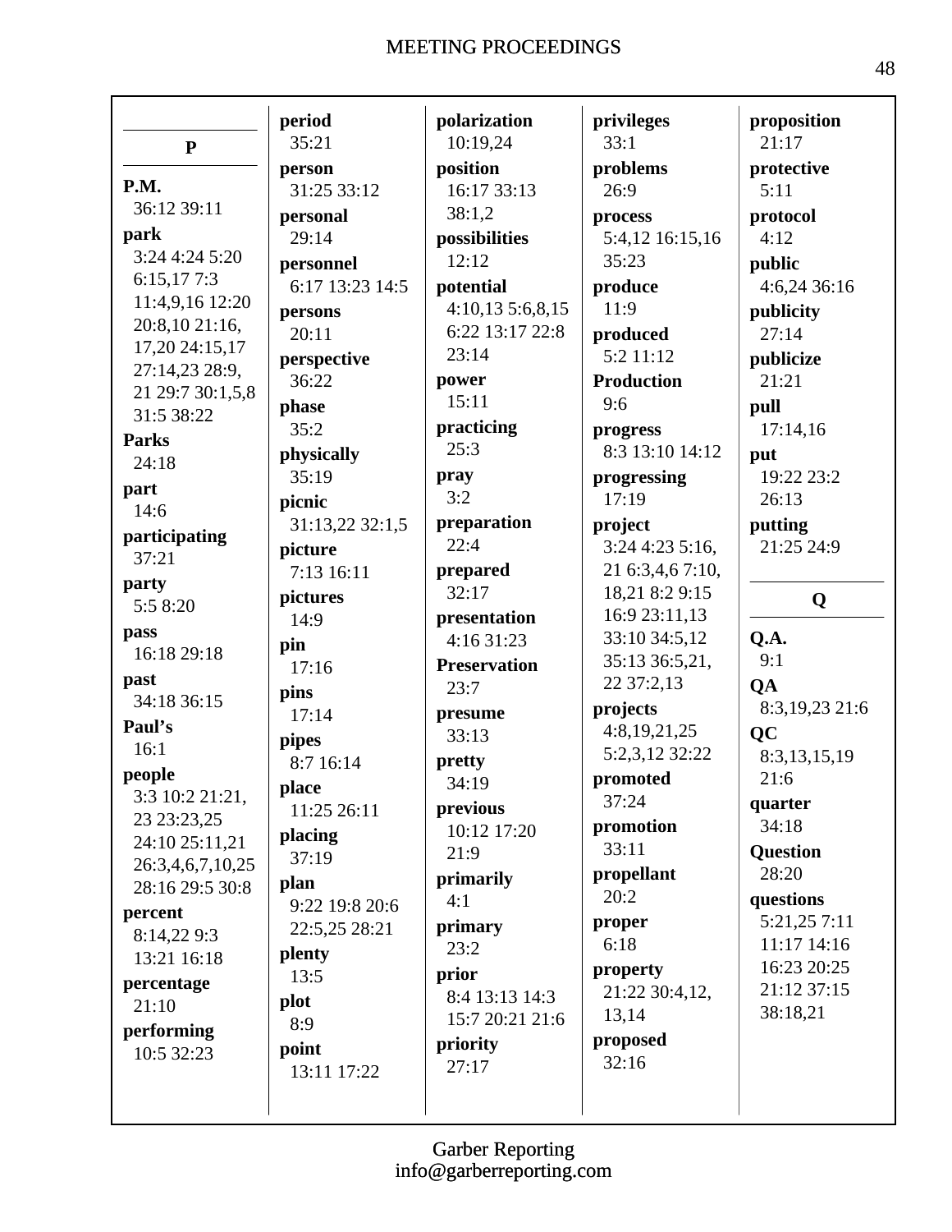## P

**P.M.**
36:12 39:11

**park**
3:24 4:24 5:20 6:15,17 7:3 11:4,9,16 12:20 20:8,10 21:16, 17,20 24:15,17 27:14,23 28:9, 21 29:7 30:1,5,8 31:5 38:22

**Parks**
24:18

**part**
14:6

**participating**
37:21

**party**
5:5 8:20

**pass**
16:18 29:18

**past**
34:18 36:15

**Paul's**
16:1

**people**
3:3 10:2 21:21, 23 23:23,25 24:10 25:11,21 26:3,4,6,7,10,25 28:16 29:5 30:8

**percent**
8:14,22 9:3 13:21 16:18

**percentage**
21:10

**performing**
10:5 32:23

**period**
35:21

**person**
31:25 33:12

**personal**
29:14

**personnel**
6:17 13:23 14:5

**persons**
20:11

**perspective**
36:22

**phase**
35:2

**physically**
35:19

**picnic**
31:13,22 32:1,5

**picture**
7:13 16:11

**pictures**
14:9

**pin**
17:16

**pins**
17:14

**pipes**
8:7 16:14

**place**
11:25 26:11

**placing**
37:19

**plan**
9:22 19:8 20:6 22:5,25 28:21

**plenty**
13:5

**plot**
8:9

**point**
13:11 17:22

**polarization**
10:19,24

**position**
16:17 33:13 38:1,2

**possibilities**
12:12

**potential**
4:10,13 5:6,8,15 6:22 13:17 22:8 23:14

**power**
15:11

**practicing**
25:3

**pray**
3:2

**preparation**
22:4

**prepared**
32:17

**presentation**
4:16 31:23

**Preservation**
23:7

**presume**
33:13

**pretty**
34:19

**previous**
10:12 17:20 21:9

**primarily**
4:1

**primary**
23:2

**prior**
8:4 13:13 14:3 15:7 20:21 21:6

**priority**
27:17

**privileges**
33:1

**problems**
26:9

**process**
5:4,12 16:15,16 35:23

**produce**
11:9

**produced**
5:2 11:12

**Production**
9:6

**progress**
8:3 13:10 14:12

**progressing**
17:19

**project**
3:24 4:23 5:16, 21 6:3,4,6 7:10, 18,21 8:2 9:15 16:9 23:11,13 33:10 34:5,12 35:13 36:5,21, 22 37:2,13

**projects**
4:8,19,21,25 5:2,3,12 32:22

**promoted**
37:24

**promotion**
33:11

**propellant**
20:2

**proper**
6:18

**property**
21:22 30:4,12, 13,14

**proposed**
32:16

**proposition**
21:17

**protective**
5:11

**protocol**
4:12

**public**
4:6,24 36:16

**publicity**
27:14

**publicize**
21:21

**pull**
17:14,16

**put**
19:22 23:2 26:13

**putting**
21:25 24:9

## Q

**Q.A.**
9:1

**QA**
8:3,19,23 21:6

**QC**
8:3,13,15,19 21:6

**quarter**
34:18

**Question**
28:20

**questions**
5:21,25 7:11 11:17 14:16 16:23 20:25 21:12 37:15 38:18,21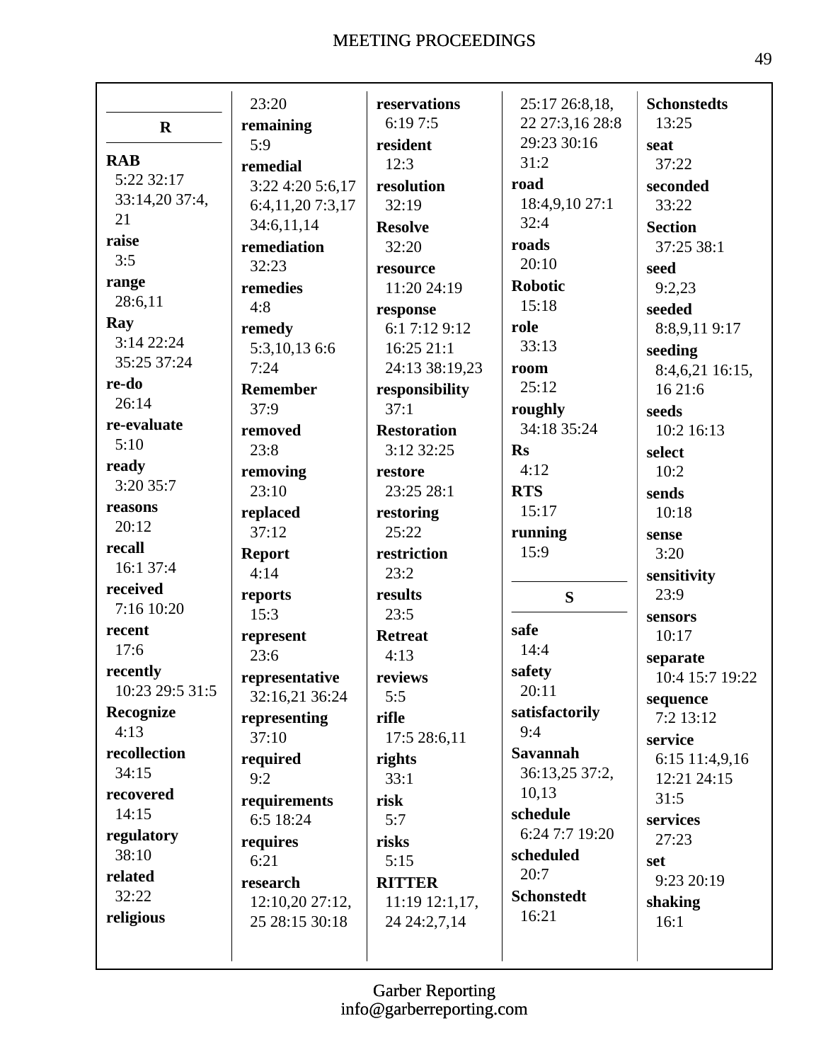## R

**RAB**
5:22 32:17 33:14,20 37:4, 21

**raise**
3:5

**range**
28:6,11

**Ray**
3:14 22:24 35:25 37:24

**re-do**
26:14

**re-evaluate**
5:10

**ready**
3:20 35:7

**reasons**
20:12

**recall**
16:1 37:4

**received**
7:16 10:20

**recent**
17:6

**recently**
10:23 29:5 31:5

**Recognize**
4:13

**recollection**
34:15

**recovered**
14:15

**regulatory**
38:10

**related**
32:22

**religious**
23:20

**remaining**
5:9

**remedial**
3:22 4:20 5:6,17 6:4,11,20 7:3,17 34:6,11,14

**remediation**
32:23

**remedies**
4:8

**remedy**
5:3,10,13 6:6 7:24

**Remember**
37:9

**removed**
23:8

**removing**
23:10

**replaced**
37:12

**Report**
4:14

**reports**
15:3

**represent**
23:6

**representative**
32:16,21 36:24

**representing**
37:10

**required**
9:2

**requirements**
6:5 18:24

**requires**
6:21

**research**
12:10,20 27:12, 25 28:15 30:18

**reservations**
6:19 7:5

**resident**
12:3

**resolution**
32:19

**Resolve**
32:20

**resource**
11:20 24:19

**response**
6:1 7:12 9:12 16:25 21:1 24:13 38:19,23

**responsibility**
37:1

**Restoration**
3:12 32:25

**restore**
23:25 28:1

**restoring**
25:22

**restriction**
23:2

**results**
23:5

**Retreat**
4:13

**reviews**
5:5

**rifle**
17:5 28:6,11

**rights**
33:1

**risk**
5:7

**risks**
5:15

**RITTER**
11:19 12:1,17, 24 24:2,7,14 25:17 26:8,18, 22 27:3,16 28:8 29:23 30:16 31:2

**road**
18:4,9,10 27:1 32:4

**roads**
20:10

**Robotic**
15:18

**role**
33:13

**room**
25:12

**roughly**
34:18 35:24

**Rs**
4:12

**RTS**
15:17

**running**
15:9

## S

**safe**
14:4

**safety**
20:11

**satisfactorily**
9:4

**Savannah**
36:13,25 37:2, 10,13

**schedule**
6:24 7:7 19:20

**scheduled**
20:7

**Schonstedt**
16:21

**Schonstedts**
13:25

**seat**
37:22

**seconded**
33:22

**Section**
37:25 38:1

**seed**
9:2,23

**seeded**
8:8,9,11 9:17

**seeding**
8:4,6,21 16:15, 16 21:6

**seeds**
10:2 16:13

**select**
10:2

**sends**
10:18

**sense**
3:20

**sensitivity**
23:9

**sensors**
10:17

**separate**
10:4 15:7 19:22

**sequence**
7:2 13:12

**service**
6:15 11:4,9,16 12:21 24:15 31:5

**services**
27:23

**set**
9:23 20:19

**shaking**
16:1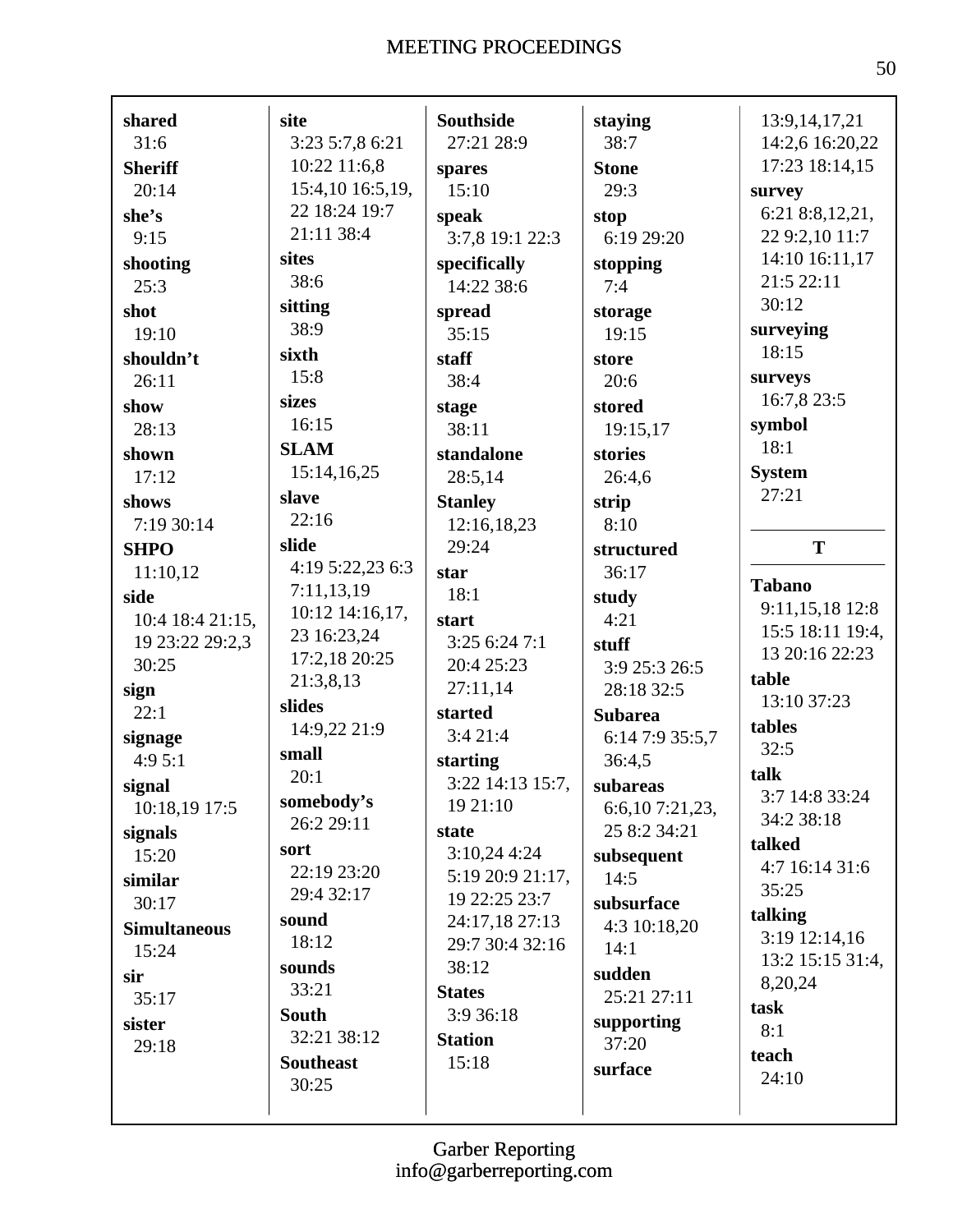**shared**
31:6
**Sheriff**
20:14
**she's**
9:15
**shooting**
25:3
**shot**
19:10
**shouldn't**
26:11
**show**
28:13
**shown**
17:12
**shows**
7:19 30:14
**SHPO**
11:10,12
**side**
10:4 18:4 21:15,19 23:22 29:2,3 30:25
**sign**
22:1
**signage**
4:9 5:1
**signal**
10:18,19 17:5
**signals**
15:20
**similar**
30:17
**Simultaneous**
15:24
**sir**
35:17
**sister**
29:18

**site**
3:23 5:7,8 6:21 10:22 11:6,8 15:4,10 16:5,19,22 18:24 19:7 21:11 38:4
**sites**
38:6
**sitting**
38:9
**sixth**
15:8
**sizes**
16:15
**SLAM**
15:14,16,25
**slave**
22:16
**slide**
4:19 5:22,23 6:3 7:11,13,19 10:12 14:16,17,23 16:23,24 17:2,18 20:25 21:3,8,13
**slides**
14:9,22 21:9
**small**
20:1
**somebody's**
26:2 29:11
**sort**
22:19 23:20 29:4 32:17
**sound**
18:12
**sounds**
33:21
**South**
32:21 38:12
**Southeast**
30:25

**Southside**
27:21 28:9
**spares**
15:10
**speak**
3:7,8 19:1 22:3
**specifically**
14:22 38:6
**spread**
35:15
**staff**
38:4
**stage**
38:11
**standalone**
28:5,14
**Stanley**
12:16,18,23 29:24
**star**
18:1
**start**
3:25 6:24 7:1 20:4 25:23 27:11,14
**started**
3:4 21:4
**starting**
3:22 14:13 15:7,19 21:10
**state**
3:10,24 4:24 5:19 20:9 21:17,19 22:25 23:7 24:17,18 27:13 29:7 30:4 32:16 38:12
**States**
3:9 36:18
**Station**
15:18

**staying**
38:7
**Stone**
29:3
**stop**
6:19 29:20
**stopping**
7:4
**storage**
19:15
**store**
20:6
**stored**
19:15,17
**stories**
26:4,6
**strip**
8:10
**structured**
36:17
**study**
4:21
**stuff**
3:9 25:3 26:5 28:18 32:5
**Subarea**
6:14 7:9 35:5,7 36:4,5
**subareas**
6:6,10 7:21,23,25 8:2 34:21
**subsequent**
14:5
**subsurface**
4:3 10:18,20 14:1
**sudden**
25:21 27:11
**supporting**
37:20
**surface**
13:9,14,17,21 14:2,6 16:20,22 17:23 18:14,15
**survey**
6:21 8:8,12,21,22 9:2,10 11:7 14:10 16:11,17 21:5 22:11 30:12
**surveying**
18:15
**surveys**
16:7,8 23:5
**symbol**
18:1
**System**
27:21

## T

**Tabano**
9:11,15,18 12:8 15:5 18:11 19:4,13 20:16 22:23
**table**
13:10 37:23
**tables**
32:5
**talk**
3:7 14:8 33:24 34:2 38:18
**talked**
4:7 16:14 31:6 35:25
**talking**
3:19 12:14,16 13:2 15:15 31:4,8,20,24
**task**
8:1
**teach**
24:10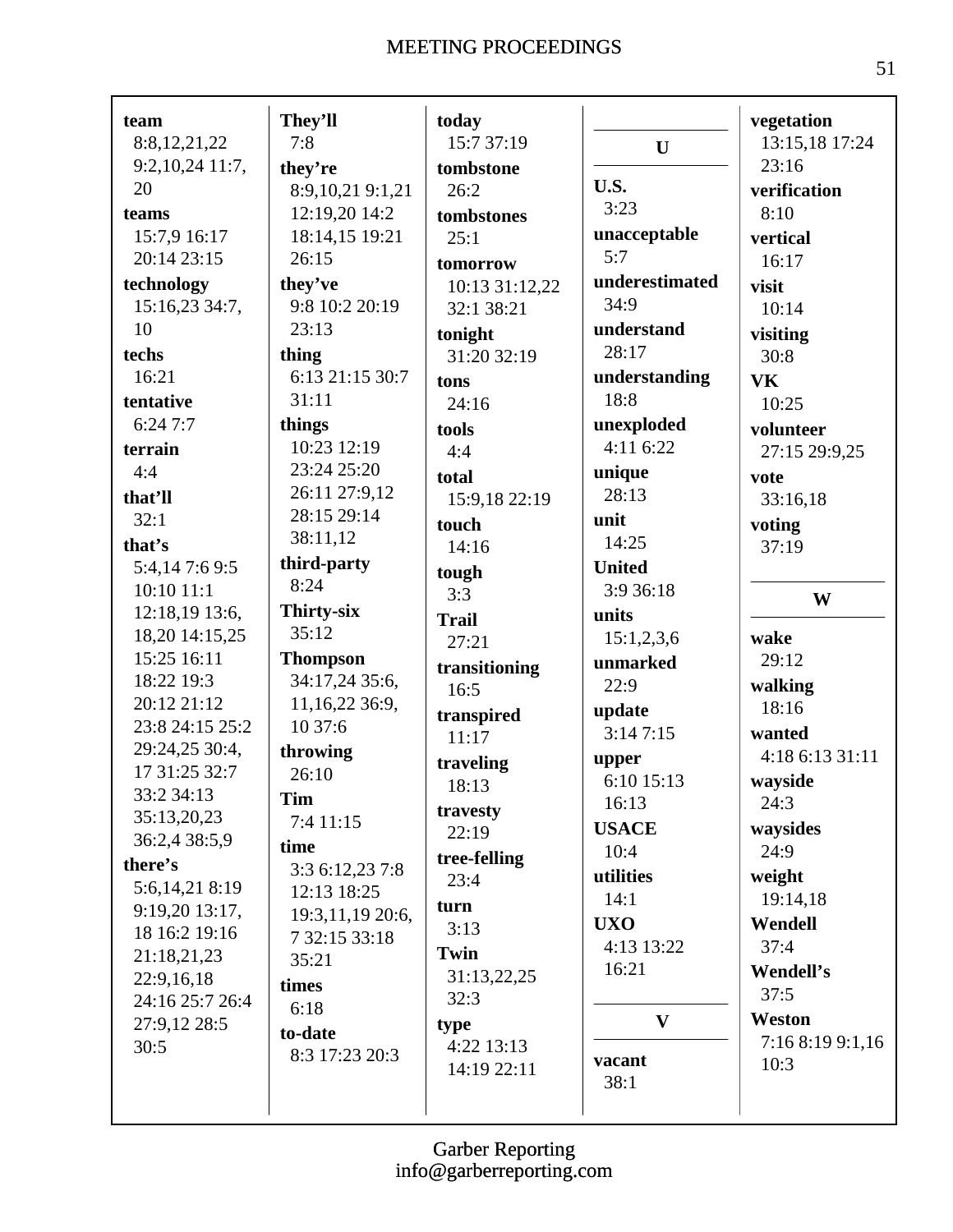**team**
8:8,12,21,22 9:2,10,24 11:7, 20

**teams**
15:7,9 16:17 20:14 23:15

**technology**
15:16,23 34:7, 10

**techs**
16:21

**tentative**
6:24 7:7

**terrain**
4:4

**that'll**
32:1

**that's**
5:4,14 7:6 9:5 10:10 11:1 12:18,19 13:6, 18,20 14:15,25 15:25 16:11 18:22 19:3 20:12 21:12 23:8 24:15 25:2 29:24,25 30:4, 17 31:25 32:7 33:2 34:13 35:13,20,23 36:2,4 38:5,9

**there's**
5:6,14,21 8:19 9:19,20 13:17, 18 16:2 19:16 21:18,21,23 22:9,16,18 24:16 25:7 26:4 27:9,12 28:5 30:5

**They'll**
7:8

**they're**
8:9,10,21 9:1,21 12:19,20 14:2 18:14,15 19:21 26:15

**they've**
9:8 10:2 20:19 23:13

**thing**
6:13 21:15 30:7 31:11

**things**
10:23 12:19 23:24 25:20 26:11 27:9,12 28:15 29:14 38:11,12

**third-party**
8:24

**Thirty-six**
35:12

**Thompson**
34:17,24 35:6, 11,16,22 36:9, 10 37:6

**throwing**
26:10

**Tim**
7:4 11:15

**time**
3:3 6:12,23 7:8 12:13 18:25 19:3,11,19 20:6, 7 32:15 33:18 35:21

**times**
6:18

**to-date**
8:3 17:23 20:3

**today**
15:7 37:19

**tombstone**
26:2

**tombstones**
25:1

**tomorrow**
10:13 31:12,22 32:1 38:21

**tonight**
31:20 32:19

**tons**
24:16

**tools**
4:4

**total**
15:9,18 22:19

**touch**
14:16

**tough**
3:3

**Trail**
27:21

**transitioning**
16:5

**transpired**
11:17

**traveling**
18:13

**travesty**
22:19

**tree-felling**
23:4

**turn**
3:13

**Twin**
31:13,22,25 32:3

**type**
4:22 13:13 14:19 22:11

## U

**U.S.**
3:23

**unacceptable**
5:7

**underestimated**
34:9

**understand**
28:17

**understanding**
18:8

**unexploded**
4:11 6:22

**unique**
28:13

**unit**
14:25

**United**
3:9 36:18

**units**
15:1,2,3,6

**unmarked**
22:9

**update**
3:14 7:15

**upper**
6:10 15:13 16:13

**USACE**
10:4

**utilities**
14:1

**UXO**
4:13 13:22 16:21

## V

**vacant**
38:1

**vegetation**
13:15,18 17:24 23:16

**verification**
8:10

**vertical**
16:17

**visit**
10:14

**visiting**
30:8

**VK**
10:25

**volunteer**
27:15 29:9,25

**vote**
33:16,18

**voting**
37:19

## W

**wake**
29:12

**walking**
18:16

**wanted**
4:18 6:13 31:11

**wayside**
24:3

**waysides**
24:9

**weight**
19:14,18

**Wendell**
37:4

**Wendell's**
37:5

**Weston**
7:16 8:19 9:1,16 10:3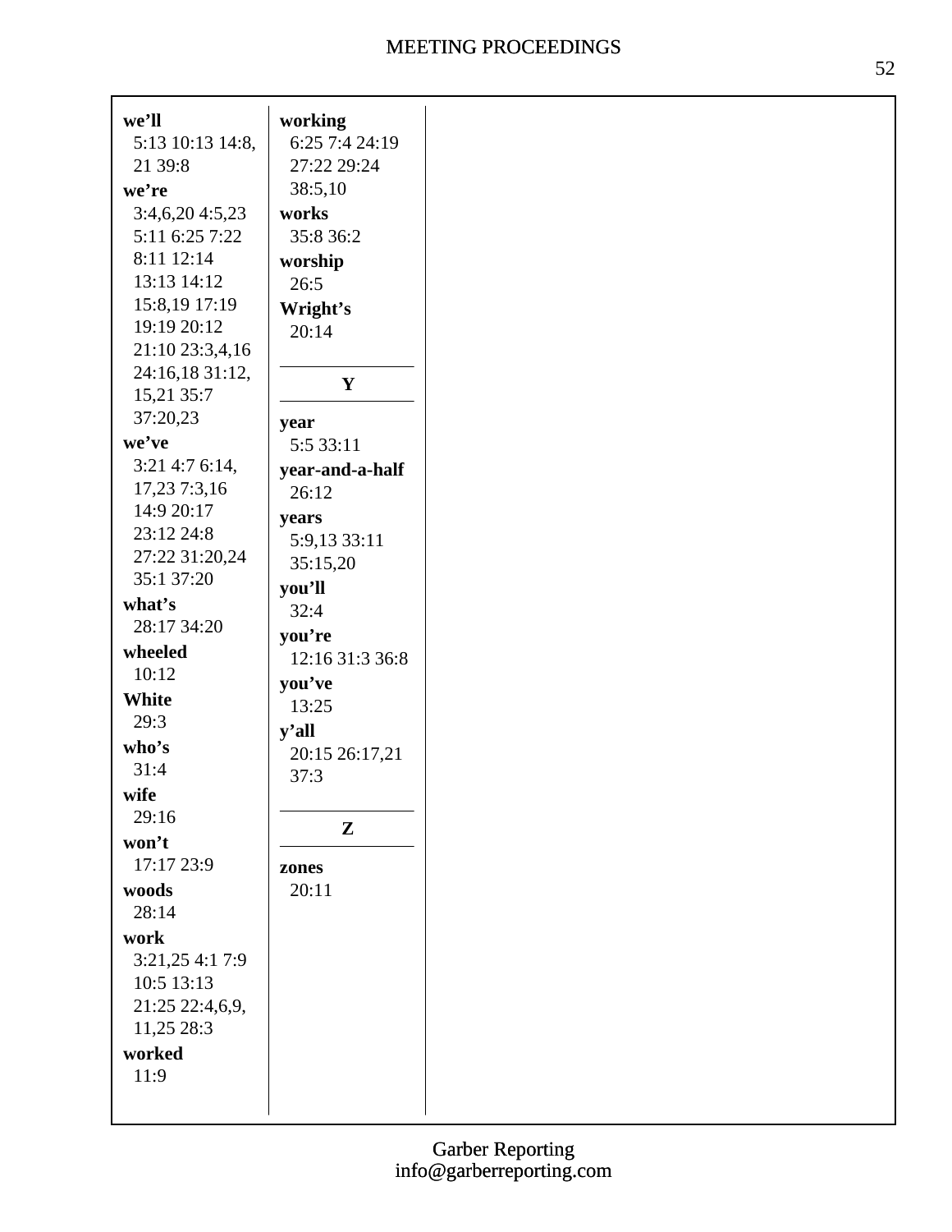**we'll**
5:13 10:13 14:8, 21 39:8

**we're**
3:4,6,20 4:5,23 5:11 6:25 7:22 8:11 12:14 13:13 14:12 15:8,19 17:19 19:19 20:12 21:10 23:3,4,16 24:16,18 31:12, 15,21 35:7 37:20,23

**we've**
3:21 4:7 6:14, 17,23 7:3,16 14:9 20:17 23:12 24:8 27:22 31:20,24 35:1 37:20

**what's**
28:17 34:20

**wheeled**
10:12

**White**
29:3

**who's**
31:4

**wife**
29:16

**won't**
17:17 23:9

**woods**
28:14

**work**
3:21,25 4:1 7:9 10:5 13:13 21:25 22:4,6,9, 11,25 28:3

**worked**
11:9

**working**
6:25 7:4 24:19 27:22 29:24 38:5,10

**works**
35:8 36:2

**worship**
26:5

**Wright's**
20:14

## Y

**year**
5:5 33:11

**year-and-a-half**
26:12

**years**
5:9,13 33:11 35:15,20

**you'll**
32:4

**you're**
12:16 31:3 36:8

**you've**
13:25

**y'all**
20:15 26:17,21 37:3

## Z

**zones**
20:11